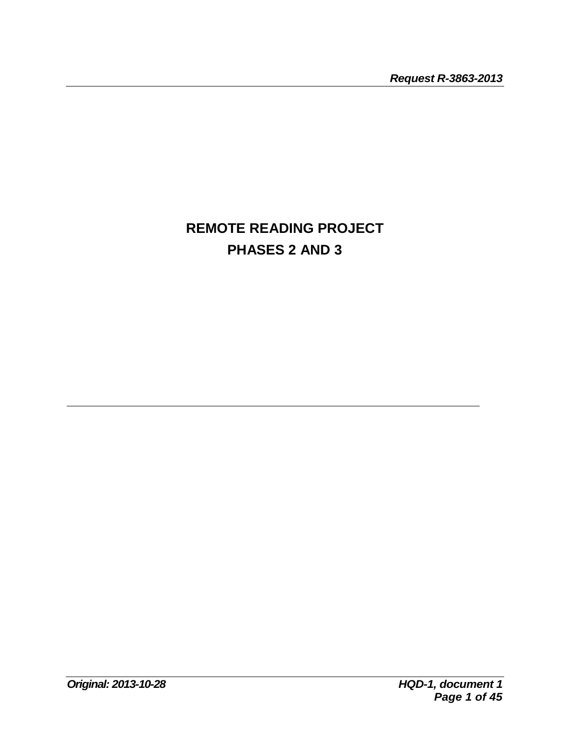# REMOTE READING PROJECT

# PHASES 2 AND 3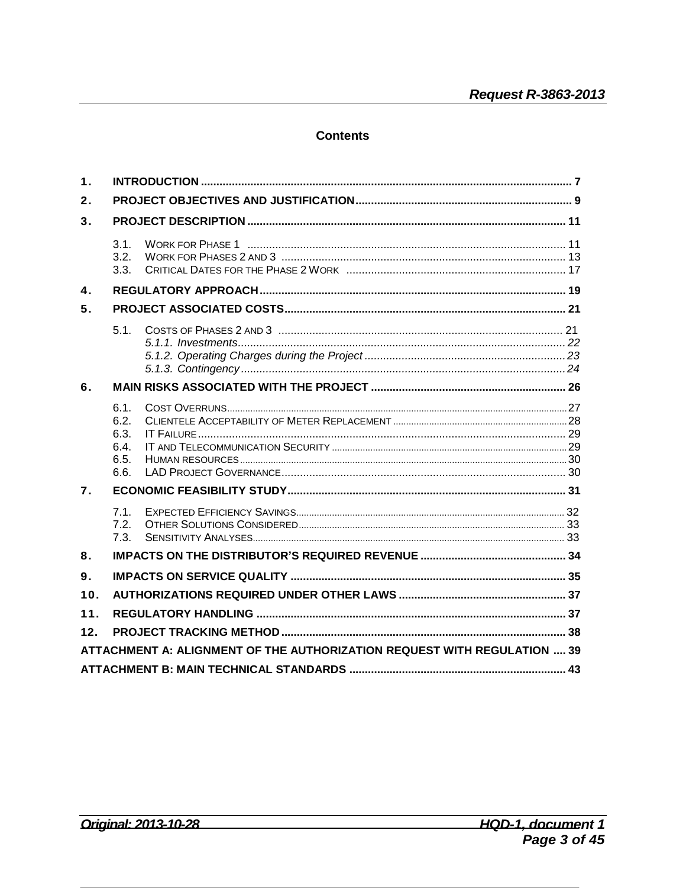# Contents

1. **INTRODUCTION** ........ 7
2. **PROJECT OBJECTIVES AND JUSTIFICATION** ........ 9
3. **PROJECT DESCRIPTION** ........ 11
   - 3.1. WORK FOR PHASE 1 ........ 11
   - 3.2. WORK FOR PHASES 2 AND 3 ........ 13
   - 3.3. CRITICAL DATES FOR THE PHASE 2 WORK ........ 17
4. **REGULATORY APPROACH** ........ 19
5. **PROJECT ASSOCIATED COSTS** ........ 21
   - 5.1. COSTS OF PHASES 2 AND 3 ........ 21
     - *5.1.1. Investments* ........ 22
     - *5.1.2. Operating Charges during the Project* ........ 23
     - *5.1.3. Contingency* ........ 24
6. **MAIN RISKS ASSOCIATED WITH THE PROJECT** ........ 26
   - 6.1. COST OVERRUNS ........ 27
   - 6.2. CLIENTELE ACCEPTABILITY OF METER REPLACEMENT ........ 28
   - 6.3. IT FAILURE ........ 29
   - 6.4. IT AND TELECOMMUNICATION SECURITY ........ 29
   - 6.5. HUMAN RESOURCES ........ 30
   - 6.6. LAD PROJECT GOVERNANCE ........ 30
7. **ECONOMIC FEASIBILITY STUDY** ........ 31
   - 7.1. EXPECTED EFFICIENCY SAVINGS ........ 32
   - 7.2. OTHER SOLUTIONS CONSIDERED ........ 33
   - 7.3. SENSITIVITY ANALYSES ........ 33
8. **IMPACTS ON THE DISTRIBUTOR'S REQUIRED REVENUE** ........ 34
9. **IMPACTS ON SERVICE QUALITY** ........ 35
10. **AUTHORIZATIONS REQUIRED UNDER OTHER LAWS** ........ 37
11. **REGULATORY HANDLING** ........ 37
12. **PROJECT TRACKING METHOD** ........ 38

**ATTACHMENT A: ALIGNMENT OF THE AUTHORIZATION REQUEST WITH REGULATION** ........ 39

**ATTACHMENT B: MAIN TECHNICAL STANDARDS** ........ 43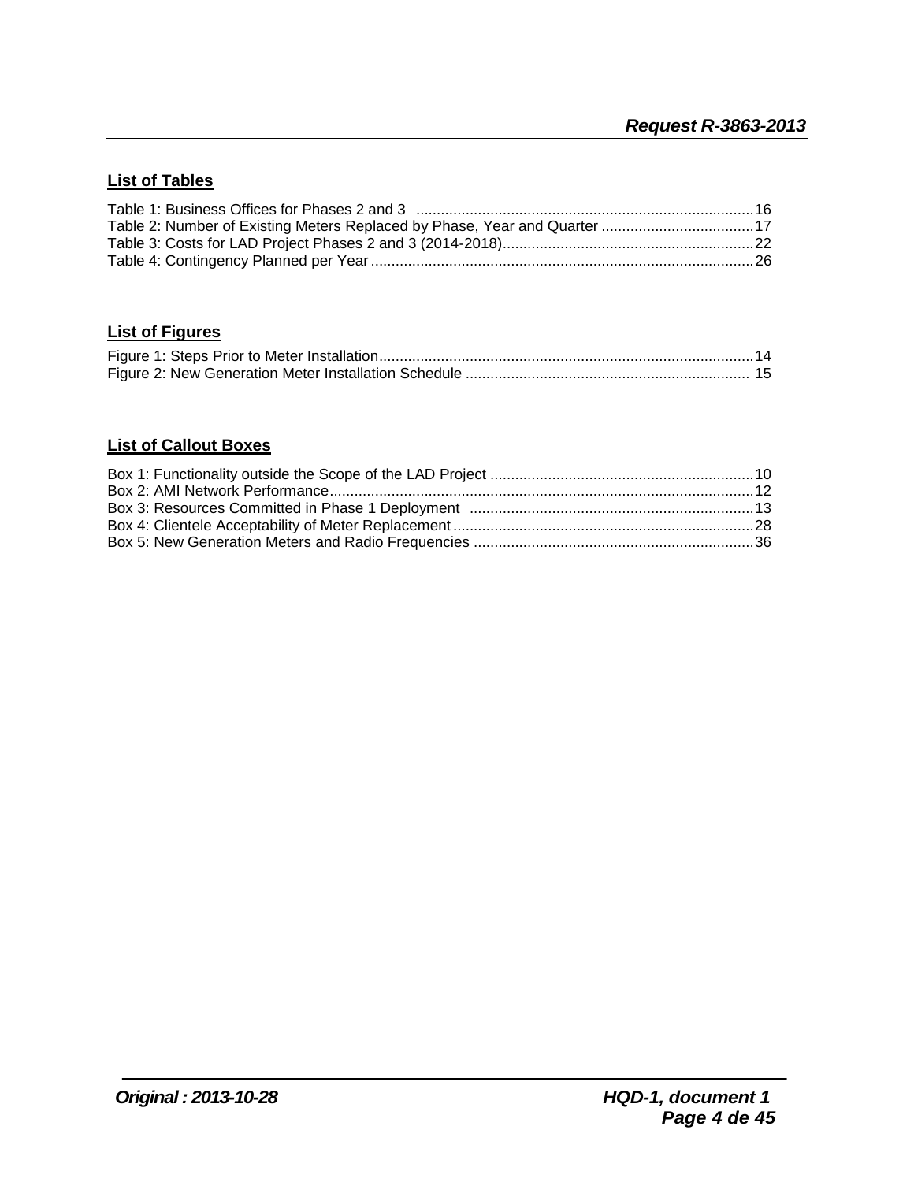## List of Tables

Table 1: Business Offices for Phases 2 and 3 ..................................................................................16
Table 2: Number of Existing Meters Replaced by Phase, Year and Quarter .....................................17
Table 3: Costs for LAD Project Phases 2 and 3 (2014-2018)............................................................22
Table 4: Contingency Planned per Year............................................................................................26

## List of Figures

Figure 1: Steps Prior to Meter Installation..........................................................................................14
Figure 2: New Generation Meter Installation Schedule .................................................................... 15

## List of Callout Boxes

Box 1: Functionality outside the Scope of the LAD Project ................................................................10
Box 2: AMI Network Performance.......................................................................................................12
Box 3: Resources Committed in Phase 1 Deployment .....................................................................13
Box 4: Clientele Acceptability of Meter Replacement.........................................................................28
Box 5: New Generation Meters and Radio Frequencies ....................................................................36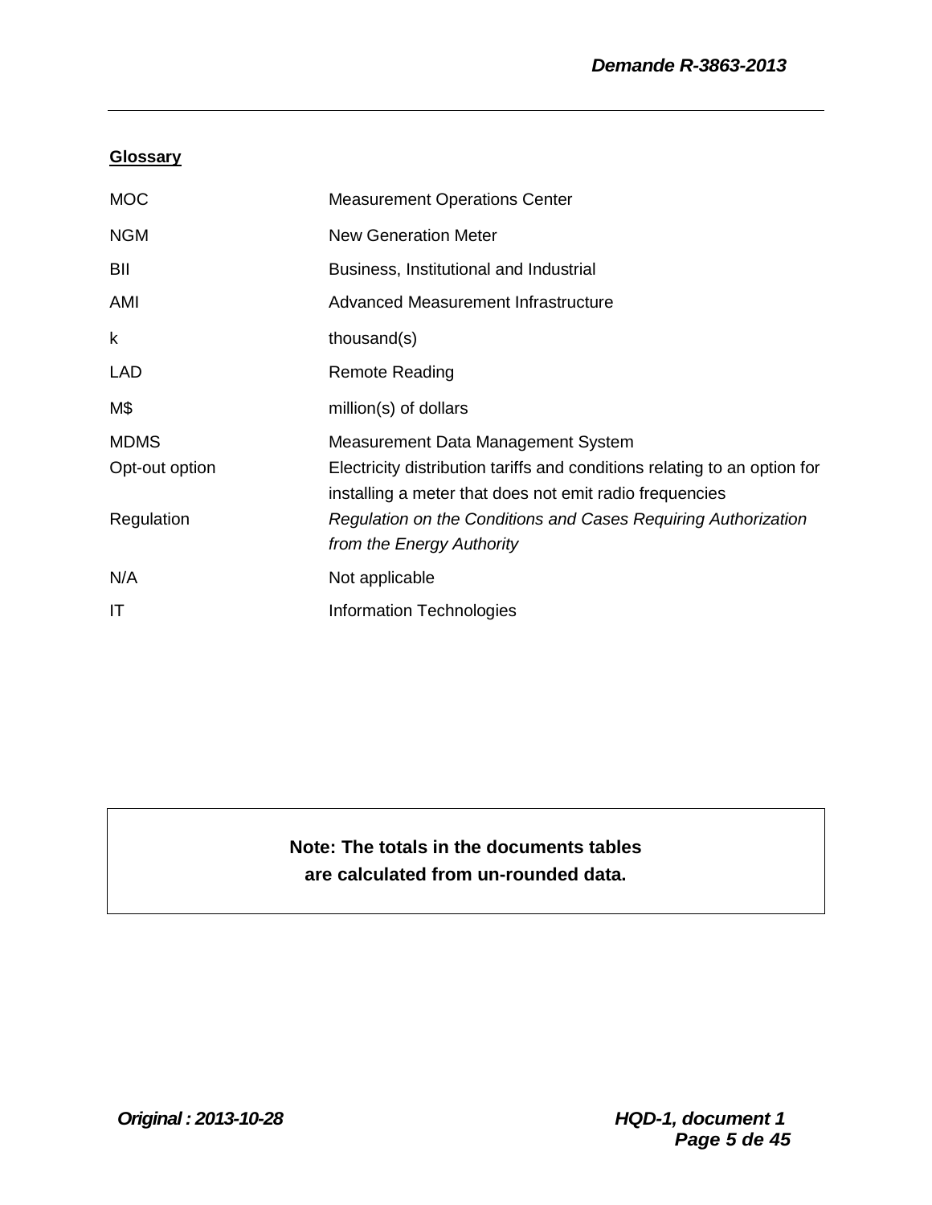**Glossary**

| | |
|---|---|
| MOC | Measurement Operations Center |
| NGM | New Generation Meter |
| BII | Business, Institutional and Industrial |
| AMI | Advanced Measurement Infrastructure |
| k | thousand(s) |
| LAD | Remote Reading |
| M$ | million(s) of dollars |
| MDMS | Measurement Data Management System |
| Opt-out option | Electricity distribution tariffs and conditions relating to an option for installing a meter that does not emit radio frequencies |
| Regulation | *Regulation on the Conditions and Cases Requiring Authorization from the Energy Authority* |
| N/A | Not applicable |
| IT | Information Technologies |

**Note: The totals in the documents tables are calculated from un-rounded data.**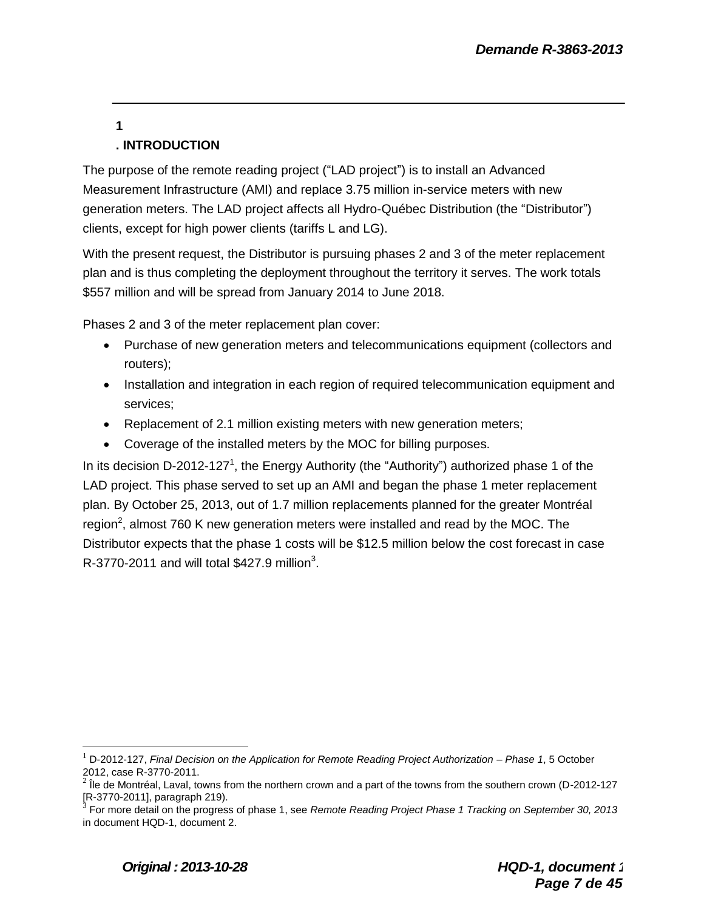# 1. INTRODUCTION

The purpose of the remote reading project ("LAD project") is to install an Advanced Measurement Infrastructure (AMI) and replace 3.75 million in-service meters with new generation meters. The LAD project affects all Hydro-Québec Distribution (the "Distributor") clients, except for high power clients (tariffs L and LG).

With the present request, the Distributor is pursuing phases 2 and 3 of the meter replacement plan and is thus completing the deployment throughout the territory it serves. The work totals $557 million and will be spread from January 2014 to June 2018.

Phases 2 and 3 of the meter replacement plan cover:

- Purchase of new generation meters and telecommunications equipment (collectors and routers);
- Installation and integration in each region of required telecommunication equipment and services;
- Replacement of 2.1 million existing meters with new generation meters;
- Coverage of the installed meters by the MOC for billing purposes.

In its decision D-2012-127[1], the Energy Authority (the "Authority") authorized phase 1 of the LAD project. This phase served to set up an AMI and began the phase 1 meter replacement plan. By October 25, 2013, out of 1.7 million replacements planned for the greater Montréal region[2], almost 760 K new generation meters were installed and read by the MOC. The Distributor expects that the phase 1 costs will be $12.5 million below the cost forecast in case R-3770-2011 and will total $427.9 million[3].

---

[1] D-2012-127, *Final Decision on the Application for Remote Reading Project Authorization – Phase 1*, 5 October 2012, case R-3770-2011.

[2] Île de Montréal, Laval, towns from the northern crown and a part of the towns from the southern crown (D-2012-127 [R-3770-2011], paragraph 219).

[3] For more detail on the progress of phase 1, see *Remote Reading Project Phase 1 Tracking on September 30, 2013* in document HQD-1, document 2.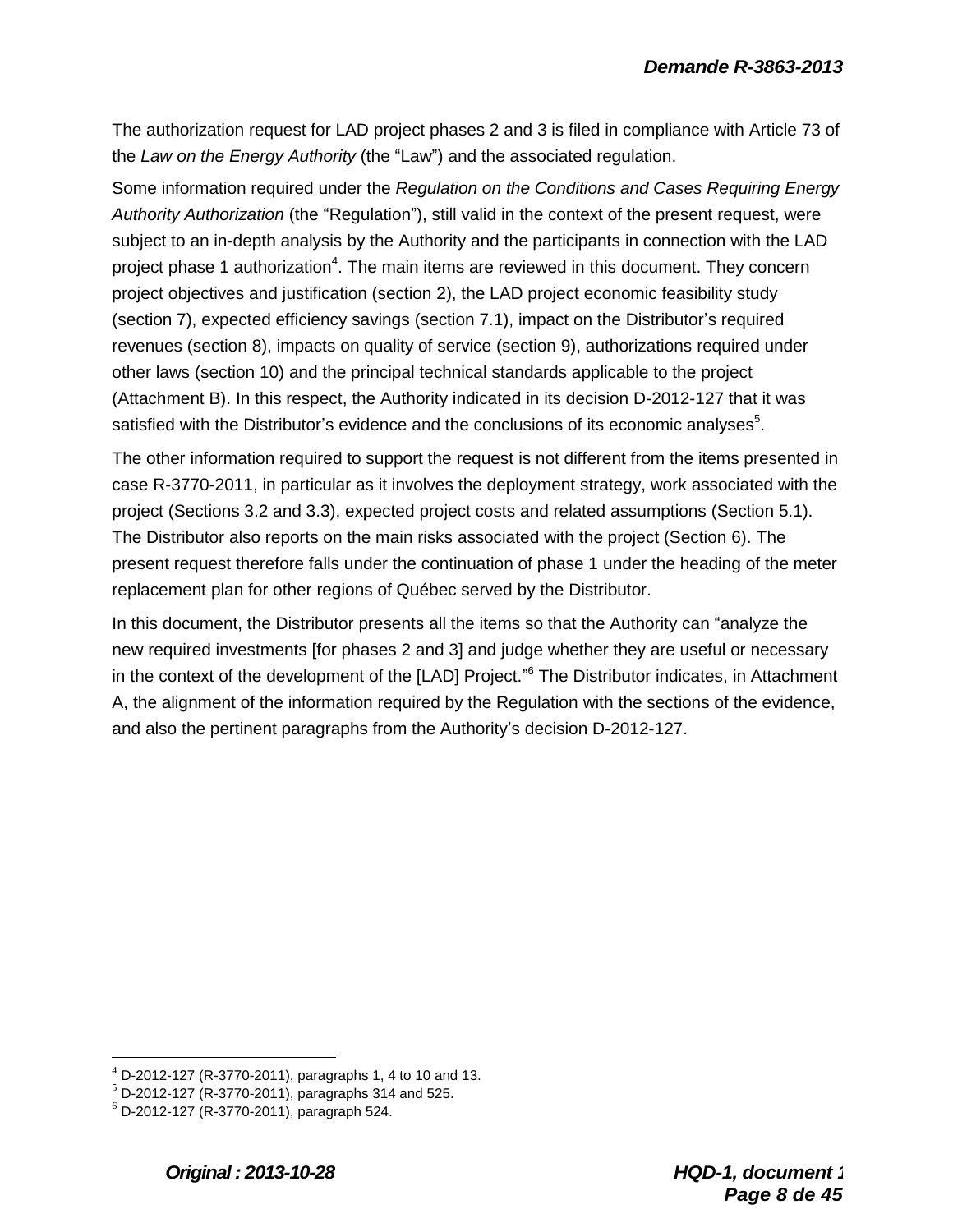The authorization request for LAD project phases 2 and 3 is filed in compliance with Article 73 of the *Law on the Energy Authority* (the "Law") and the associated regulation.

Some information required under the *Regulation on the Conditions and Cases Requiring Energy Authority Authorization* (the "Regulation"), still valid in the context of the present request, were subject to an in-depth analysis by the Authority and the participants in connection with the LAD project phase 1 authorization[4]. The main items are reviewed in this document. They concern project objectives and justification (section 2), the LAD project economic feasibility study (section 7), expected efficiency savings (section 7.1), impact on the Distributor's required revenues (section 8), impacts on quality of service (section 9), authorizations required under other laws (section 10) and the principal technical standards applicable to the project (Attachment B). In this respect, the Authority indicated in its decision D-2012-127 that it was satisfied with the Distributor's evidence and the conclusions of its economic analyses[5].

The other information required to support the request is not different from the items presented in case R-3770-2011, in particular as it involves the deployment strategy, work associated with the project (Sections 3.2 and 3.3), expected project costs and related assumptions (Section 5.1). The Distributor also reports on the main risks associated with the project (Section 6). The present request therefore falls under the continuation of phase 1 under the heading of the meter replacement plan for other regions of Québec served by the Distributor.

In this document, the Distributor presents all the items so that the Authority can "analyze the new required investments [for phases 2 and 3] and judge whether they are useful or necessary in the context of the development of the [LAD] Project."[6] The Distributor indicates, in Attachment A, the alignment of the information required by the Regulation with the sections of the evidence, and also the pertinent paragraphs from the Authority's decision D-2012-127.

---

[4] D-2012-127 (R-3770-2011), paragraphs 1, 4 to 10 and 13.

[5] D-2012-127 (R-3770-2011), paragraphs 314 and 525.

[6] D-2012-127 (R-3770-2011), paragraph 524.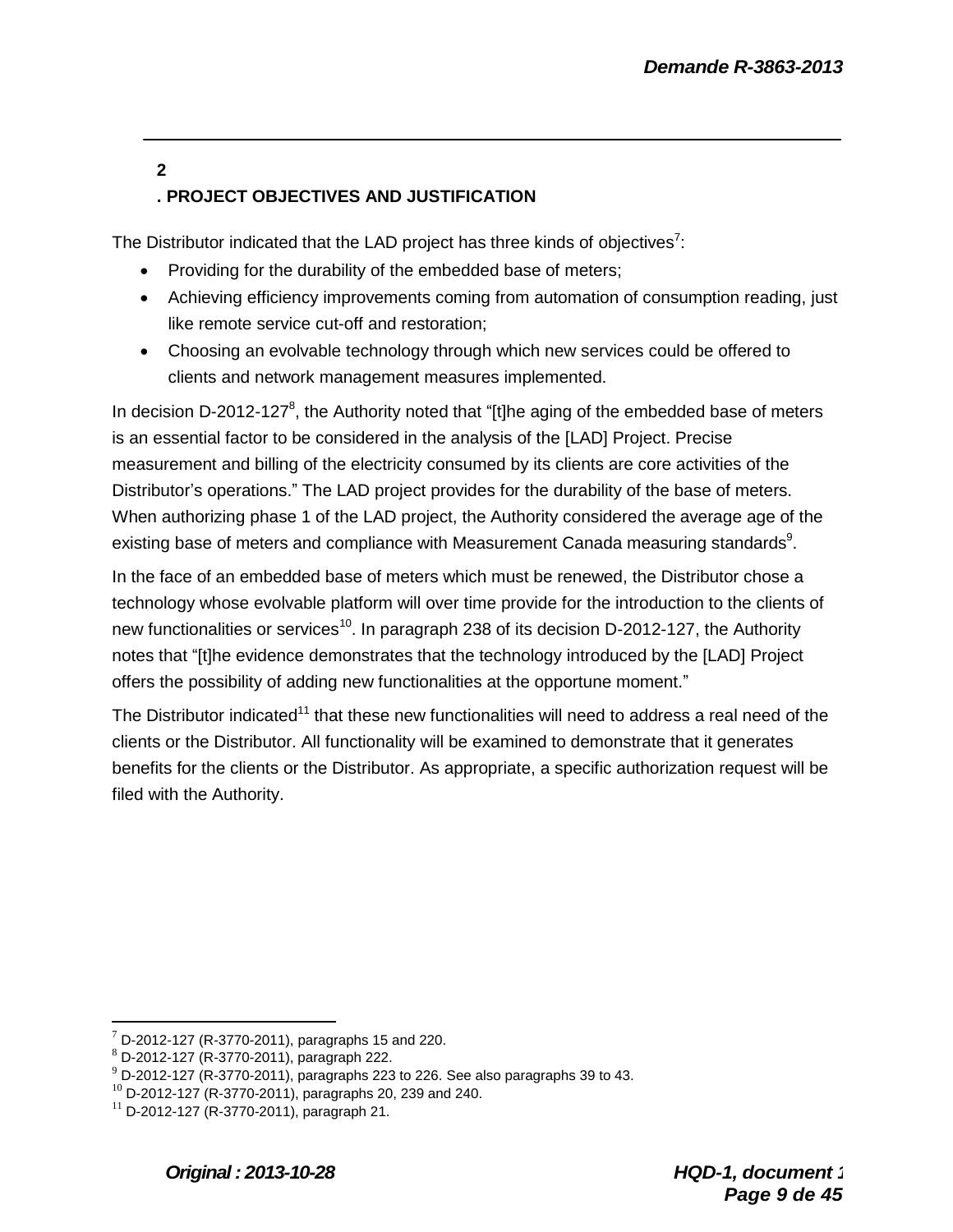## 2. PROJECT OBJECTIVES AND JUSTIFICATION

The Distributor indicated that the LAD project has three kinds of objectives[7]:

- Providing for the durability of the embedded base of meters;
- Achieving efficiency improvements coming from automation of consumption reading, just like remote service cut-off and restoration;
- Choosing an evolvable technology through which new services could be offered to clients and network management measures implemented.

In decision D-2012-127[8], the Authority noted that "[t]he aging of the embedded base of meters is an essential factor to be considered in the analysis of the [LAD] Project. Precise measurement and billing of the electricity consumed by its clients are core activities of the Distributor's operations." The LAD project provides for the durability of the base of meters. When authorizing phase 1 of the LAD project, the Authority considered the average age of the existing base of meters and compliance with Measurement Canada measuring standards[9].

In the face of an embedded base of meters which must be renewed, the Distributor chose a technology whose evolvable platform will over time provide for the introduction to the clients of new functionalities or services[10]. In paragraph 238 of its decision D-2012-127, the Authority notes that "[t]he evidence demonstrates that the technology introduced by the [LAD] Project offers the possibility of adding new functionalities at the opportune moment."

The Distributor indicated[11] that these new functionalities will need to address a real need of the clients or the Distributor. All functionality will be examined to demonstrate that it generates benefits for the clients or the Distributor. As appropriate, a specific authorization request will be filed with the Authority.

---

[7] D-2012-127 (R-3770-2011), paragraphs 15 and 220.
[8] D-2012-127 (R-3770-2011), paragraph 222.
[9] D-2012-127 (R-3770-2011), paragraphs 223 to 226. See also paragraphs 39 to 43.
[10] D-2012-127 (R-3770-2011), paragraphs 20, 239 and 240.
[11] D-2012-127 (R-3770-2011), paragraph 21.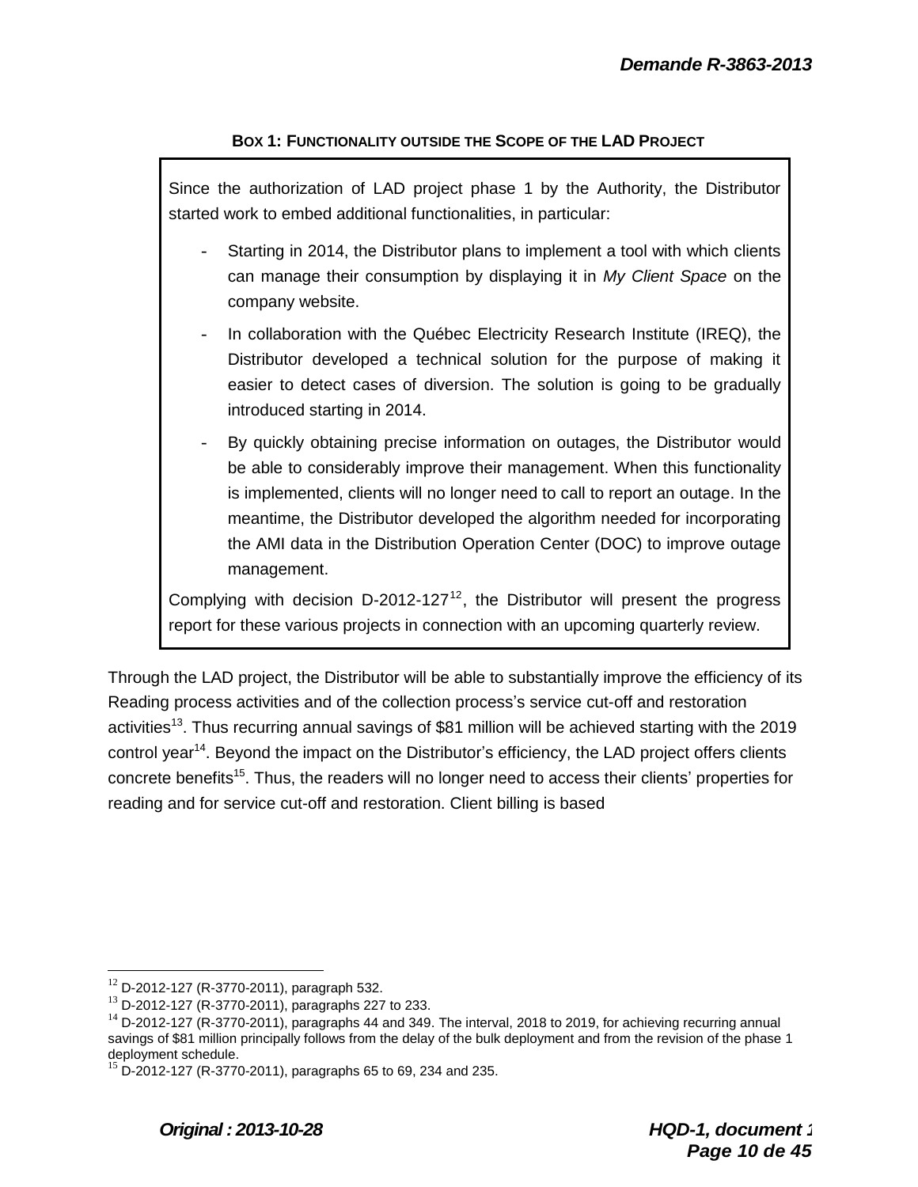**BOX 1: FUNCTIONALITY OUTSIDE THE SCOPE OF THE LAD PROJECT**

Since the authorization of LAD project phase 1 by the Authority, the Distributor started work to embed additional functionalities, in particular:

- Starting in 2014, the Distributor plans to implement a tool with which clients can manage their consumption by displaying it in *My Client Space* on the company website.
- In collaboration with the Québec Electricity Research Institute (IREQ), the Distributor developed a technical solution for the purpose of making it easier to detect cases of diversion. The solution is going to be gradually introduced starting in 2014.
- By quickly obtaining precise information on outages, the Distributor would be able to considerably improve their management. When this functionality is implemented, clients will no longer need to call to report an outage. In the meantime, the Distributor developed the algorithm needed for incorporating the AMI data in the Distribution Operation Center (DOC) to improve outage management.

Complying with decision D-2012-127[12], the Distributor will present the progress report for these various projects in connection with an upcoming quarterly review.

Through the LAD project, the Distributor will be able to substantially improve the efficiency of its Reading process activities and of the collection process's service cut-off and restoration activities[13]. Thus recurring annual savings of $81 million will be achieved starting with the 2019 control year[14]. Beyond the impact on the Distributor's efficiency, the LAD project offers clients concrete benefits[15]. Thus, the readers will no longer need to access their clients' properties for reading and for service cut-off and restoration. Client billing is based

---

[12] D-2012-127 (R-3770-2011), paragraph 532.

[13] D-2012-127 (R-3770-2011), paragraphs 227 to 233.

[14] D-2012-127 (R-3770-2011), paragraphs 44 and 349. The interval, 2018 to 2019, for achieving recurring annual savings of $81 million principally follows from the delay of the bulk deployment and from the revision of the phase 1 deployment schedule.

[15] D-2012-127 (R-3770-2011), paragraphs 65 to 69, 234 and 235.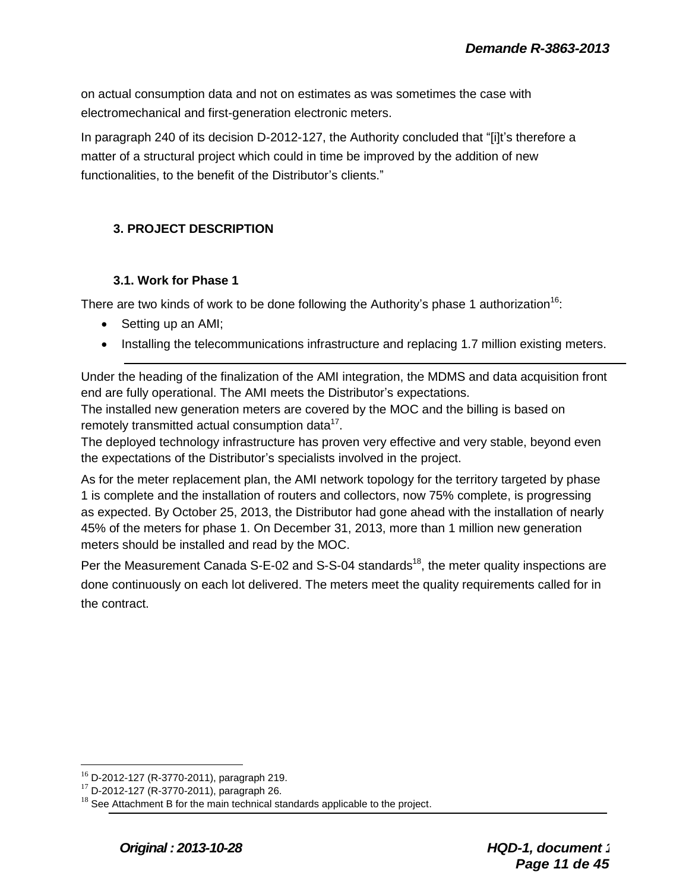on actual consumption data and not on estimates as was sometimes the case with electromechanical and first-generation electronic meters.

In paragraph 240 of its decision D-2012-127, the Authority concluded that "[i]t's therefore a matter of a structural project which could in time be improved by the addition of new functionalities, to the benefit of the Distributor's clients."

## 3. PROJECT DESCRIPTION

### 3.1. Work for Phase 1

There are two kinds of work to be done following the Authority's phase 1 authorization[16]:

- Setting up an AMI;
- Installing the telecommunications infrastructure and replacing 1.7 million existing meters.

Under the heading of the finalization of the AMI integration, the MDMS and data acquisition front end are fully operational. The AMI meets the Distributor's expectations.
The installed new generation meters are covered by the MOC and the billing is based on remotely transmitted actual consumption data[17].
The deployed technology infrastructure has proven very effective and very stable, beyond even the expectations of the Distributor's specialists involved in the project.

As for the meter replacement plan, the AMI network topology for the territory targeted by phase 1 is complete and the installation of routers and collectors, now 75% complete, is progressing as expected. By October 25, 2013, the Distributor had gone ahead with the installation of nearly 45% of the meters for phase 1. On December 31, 2013, more than 1 million new generation meters should be installed and read by the MOC.

Per the Measurement Canada S-E-02 and S-S-04 standards[18], the meter quality inspections are done continuously on each lot delivered. The meters meet the quality requirements called for in the contract.

[16] D-2012-127 (R-3770-2011), paragraph 219.
[17] D-2012-127 (R-3770-2011), paragraph 26.
[18] See Attachment B for the main technical standards applicable to the project.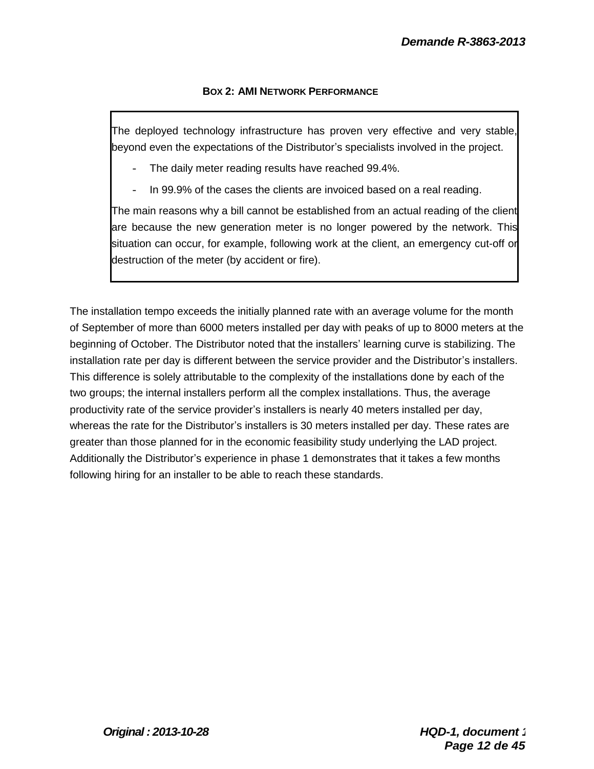**BOX 2: AMI NETWORK PERFORMANCE**

> The deployed technology infrastructure has proven very effective and very stable, beyond even the expectations of the Distributor's specialists involved in the project.
>
> - The daily meter reading results have reached 99.4%.
> - In 99.9% of the cases the clients are invoiced based on a real reading.
>
> The main reasons why a bill cannot be established from an actual reading of the client are because the new generation meter is no longer powered by the network. This situation can occur, for example, following work at the client, an emergency cut-off or destruction of the meter (by accident or fire).

The installation tempo exceeds the initially planned rate with an average volume for the month of September of more than 6000 meters installed per day with peaks of up to 8000 meters at the beginning of October. The Distributor noted that the installers' learning curve is stabilizing. The installation rate per day is different between the service provider and the Distributor's installers. This difference is solely attributable to the complexity of the installations done by each of the two groups; the internal installers perform all the complex installations. Thus, the average productivity rate of the service provider's installers is nearly 40 meters installed per day, whereas the rate for the Distributor's installers is 30 meters installed per day. These rates are greater than those planned for in the economic feasibility study underlying the LAD project. Additionally the Distributor's experience in phase 1 demonstrates that it takes a few months following hiring for an installer to be able to reach these standards.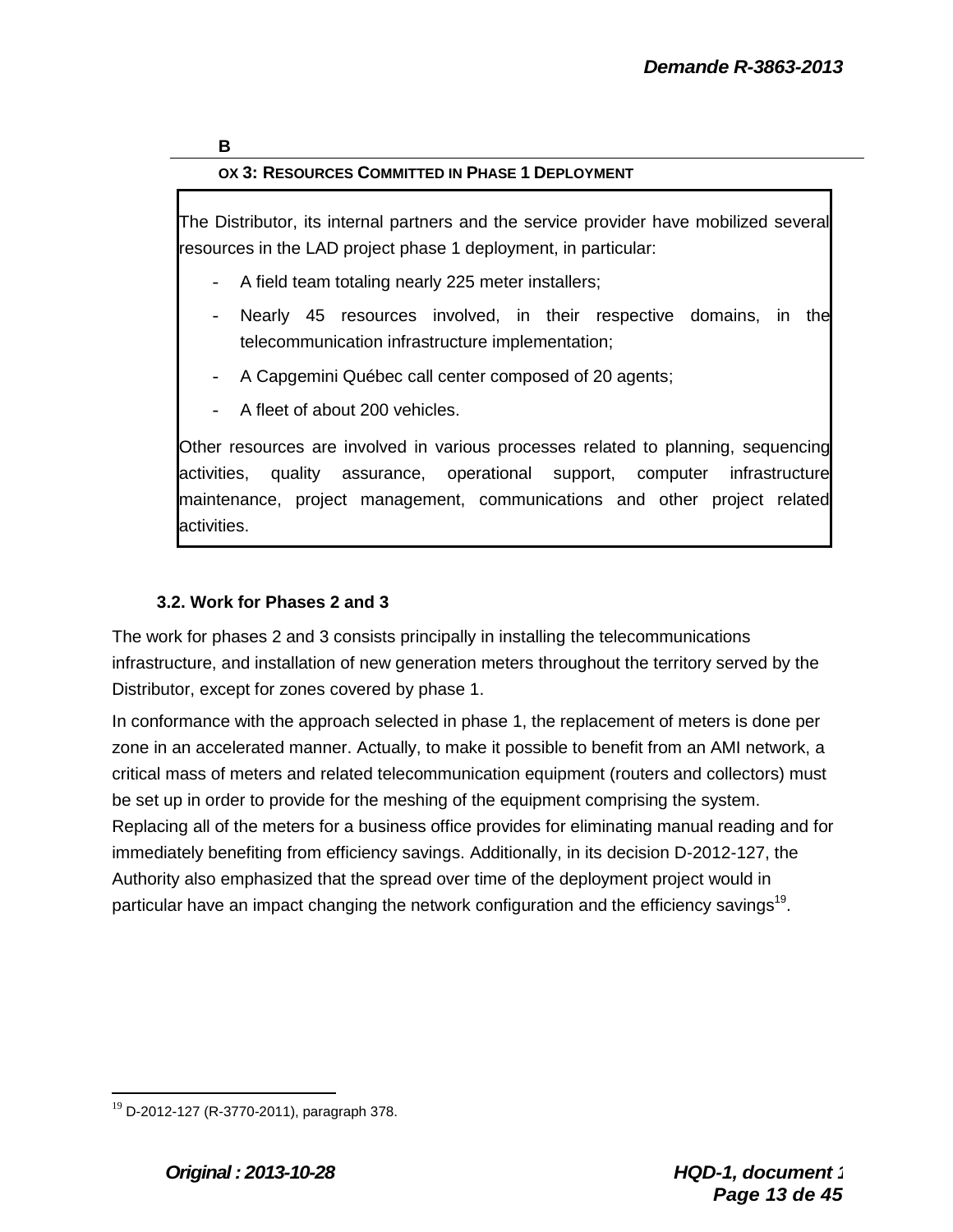**BOX 3: RESOURCES COMMITTED IN PHASE 1 DEPLOYMENT**

The Distributor, its internal partners and the service provider have mobilized several resources in the LAD project phase 1 deployment, in particular:

- A field team totaling nearly 225 meter installers;
- Nearly 45 resources involved, in their respective domains, in the telecommunication infrastructure implementation;
- A Capgemini Québec call center composed of 20 agents;
- A fleet of about 200 vehicles.

Other resources are involved in various processes related to planning, sequencing activities, quality assurance, operational support, computer infrastructure maintenance, project management, communications and other project related activities.

### 3.2. Work for Phases 2 and 3

The work for phases 2 and 3 consists principally in installing the telecommunications infrastructure, and installation of new generation meters throughout the territory served by the Distributor, except for zones covered by phase 1.

In conformance with the approach selected in phase 1, the replacement of meters is done per zone in an accelerated manner. Actually, to make it possible to benefit from an AMI network, a critical mass of meters and related telecommunication equipment (routers and collectors) must be set up in order to provide for the meshing of the equipment comprising the system. Replacing all of the meters for a business office provides for eliminating manual reading and for immediately benefiting from efficiency savings. Additionally, in its decision D-2012-127, the Authority also emphasized that the spread over time of the deployment project would in particular have an impact changing the network configuration and the efficiency savings[19].

[19] D-2012-127 (R-3770-2011), paragraph 378.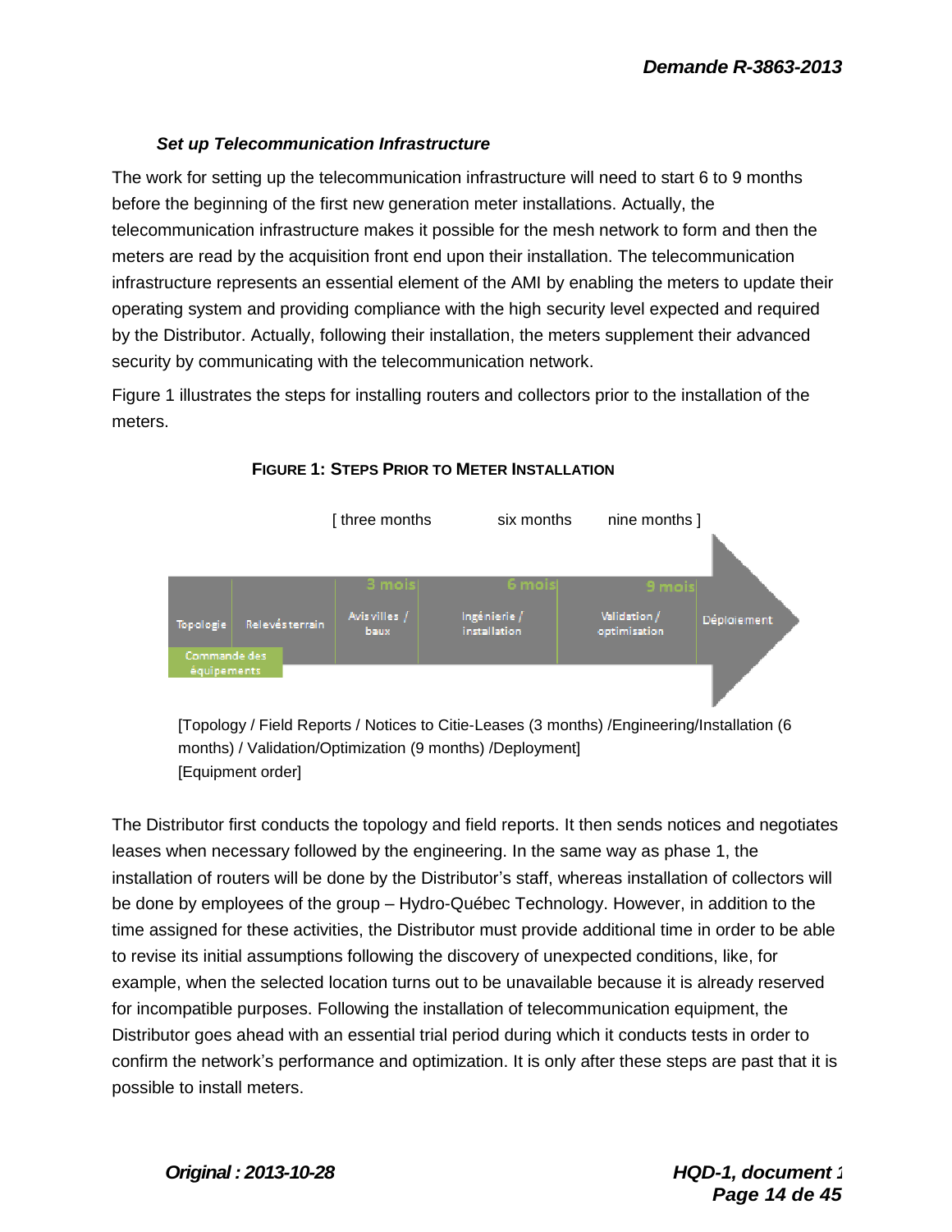*Set up Telecommunication Infrastructure*

The work for setting up the telecommunication infrastructure will need to start 6 to 9 months before the beginning of the first new generation meter installations. Actually, the telecommunication infrastructure makes it possible for the mesh network to form and then the meters are read by the acquisition front end upon their installation. The telecommunication infrastructure represents an essential element of the AMI by enabling the meters to update their operating system and providing compliance with the high security level expected and required by the Distributor. Actually, following their installation, the meters supplement their advanced security by communicating with the telecommunication network.

Figure 1 illustrates the steps for installing routers and collectors prior to the installation of the meters.

**FIGURE 1: STEPS PRIOR TO METER INSTALLATION**

[ three months six months nine months ]

3 mois

6 mois

9 mois

Topologie

Relevés terrain

Avis villes / baux

Ingénierie / installation

Validation / optimisation

Déploiement

Commande des équipements

[Topology / Field Reports / Notices to Citie-Leases (3 months) /Engineering/Installation (6 months) / Validation/Optimization (9 months) /Deployment]
[Equipment order]

The Distributor first conducts the topology and field reports. It then sends notices and negotiates leases when necessary followed by the engineering. In the same way as phase 1, the installation of routers will be done by the Distributor's staff, whereas installation of collectors will be done by employees of the group – Hydro-Québec Technology. However, in addition to the time assigned for these activities, the Distributor must provide additional time in order to be able to revise its initial assumptions following the discovery of unexpected conditions, like, for example, when the selected location turns out to be unavailable because it is already reserved for incompatible purposes. Following the installation of telecommunication equipment, the Distributor goes ahead with an essential trial period during which it conducts tests in order to confirm the network's performance and optimization. It is only after these steps are past that it is possible to install meters.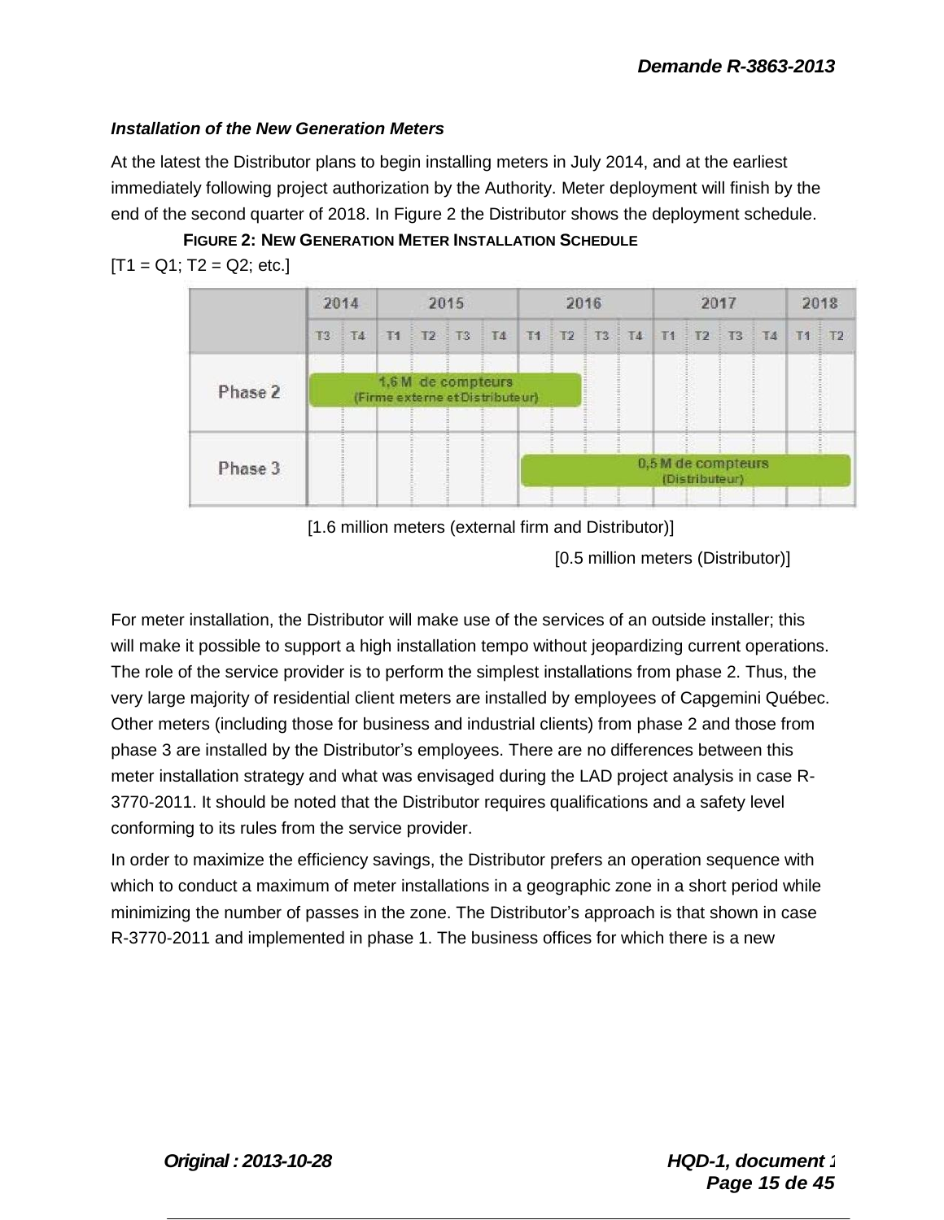***Installation of the New Generation Meters***

At the latest the Distributor plans to begin installing meters in July 2014, and at the earliest immediately following project authorization by the Authority. Meter deployment will finish by the end of the second quarter of 2018. In Figure 2 the Distributor shows the deployment schedule.

**FIGURE 2: NEW GENERATION METER INSTALLATION SCHEDULE**

[T1 = Q1; T2 = Q2; etc.]

2014 | 2015 | 2016 | 2017 | 2018

T3 T4 | T1 T2 T3 T4 | T1 T2 T3 T4 | T1 T2 T3 T4 | T1 T2

Phase 2

1,6 M de compteurs (Firme externe et Distributeur)

Phase 3

0,5 M de compteurs (Distributeur)

[1.6 million meters (external firm and Distributor)]

[0.5 million meters (Distributor)]

For meter installation, the Distributor will make use of the services of an outside installer; this will make it possible to support a high installation tempo without jeopardizing current operations. The role of the service provider is to perform the simplest installations from phase 2. Thus, the very large majority of residential client meters are installed by employees of Capgemini Québec. Other meters (including those for business and industrial clients) from phase 2 and those from phase 3 are installed by the Distributor's employees. There are no differences between this meter installation strategy and what was envisaged during the LAD project analysis in case R-3770-2011. It should be noted that the Distributor requires qualifications and a safety level conforming to its rules from the service provider.

In order to maximize the efficiency savings, the Distributor prefers an operation sequence with which to conduct a maximum of meter installations in a geographic zone in a short period while minimizing the number of passes in the zone. The Distributor's approach is that shown in case R-3770-2011 and implemented in phase 1. The business offices for which there is a new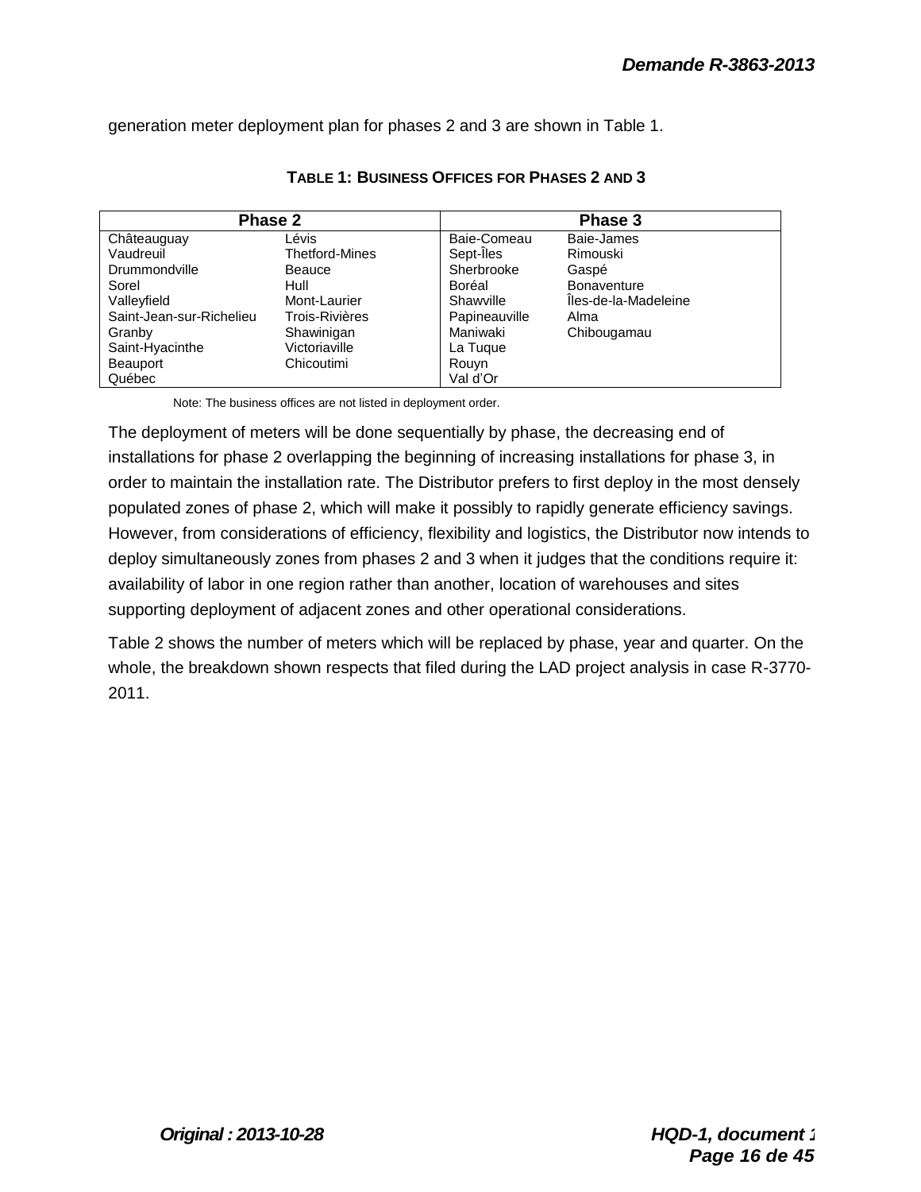generation meter deployment plan for phases 2 and 3 are shown in Table 1.

**TABLE 1: BUSINESS OFFICES FOR PHASES 2 AND 3**

| Phase 2 | | Phase 3 | |
|---|---|---|---|
| Châteauguay | Lévis | Baie-Comeau | Baie-James |
| Vaudreuil | Thetford-Mines | Sept-Îles | Rimouski |
| Drummondville | Beauce | Sherbrooke | Gaspé |
| Sorel | Hull | Boréal | Bonaventure |
| Valleyfield | Mont-Laurier | Shawville | Îles-de-la-Madeleine |
| Saint-Jean-sur-Richelieu | Trois-Rivières | Papineauville | Alma |
| Granby | Shawinigan | Maniwaki | Chibougamau |
| Saint-Hyacinthe | Victoriaville | La Tuque | |
| Beauport | Chicoutimi | Rouyn | |
| Québec | | Val d'Or | |

Note: The business offices are not listed in deployment order.

The deployment of meters will be done sequentially by phase, the decreasing end of installations for phase 2 overlapping the beginning of increasing installations for phase 3, in order to maintain the installation rate. The Distributor prefers to first deploy in the most densely populated zones of phase 2, which will make it possibly to rapidly generate efficiency savings. However, from considerations of efficiency, flexibility and logistics, the Distributor now intends to deploy simultaneously zones from phases 2 and 3 when it judges that the conditions require it: availability of labor in one region rather than another, location of warehouses and sites supporting deployment of adjacent zones and other operational considerations.

Table 2 shows the number of meters which will be replaced by phase, year and quarter. On the whole, the breakdown shown respects that filed during the LAD project analysis in case R-3770-2011.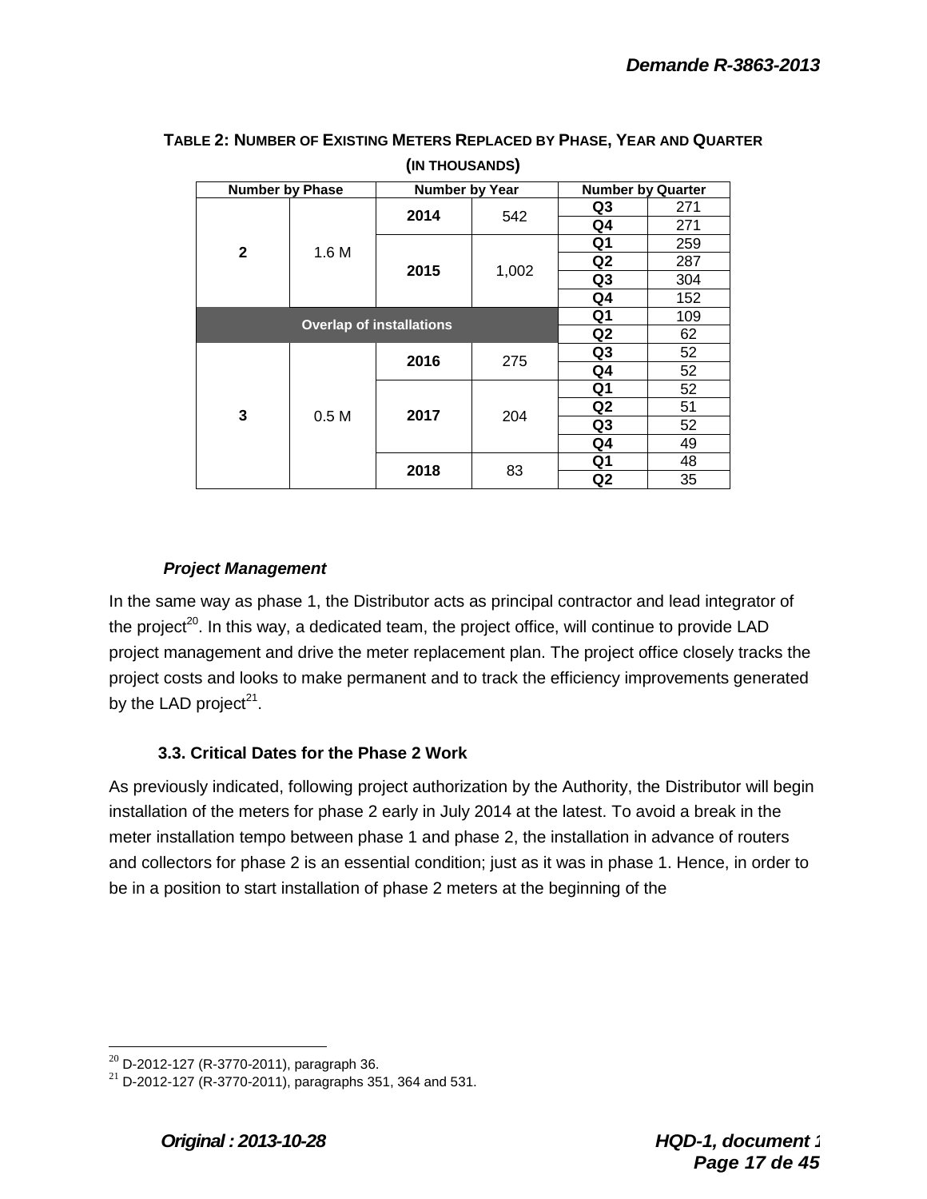**TABLE 2: NUMBER OF EXISTING METERS REPLACED BY PHASE, YEAR AND QUARTER (IN THOUSANDS)**

| Number by Phase | | Number by Year | | Number by Quarter | |
|---|---|---|---|---|---|
| **2** | 1.6 M | **2014** | 542 | **Q3** | 271 |
| | | | | **Q4** | 271 |
| | | **2015** | 1,002 | **Q1** | 259 |
| | | | | **Q2** | 287 |
| | | | | **Q3** | 304 |
| | | | | **Q4** | 152 |
| **Overlap of installations** | | | | **Q1** | 109 |
| | | | | **Q2** | 62 |
| **3** | 0.5 M | **2016** | 275 | **Q3** | 52 |
| | | | | **Q4** | 52 |
| | | **2017** | 204 | **Q1** | 52 |
| | | | | **Q2** | 51 |
| | | | | **Q3** | 52 |
| | | | | **Q4** | 49 |
| | | **2018** | 83 | **Q1** | 48 |
| | | | | **Q2** | 35 |

***Project Management***

In the same way as phase 1, the Distributor acts as principal contractor and lead integrator of the project[20]. In this way, a dedicated team, the project office, will continue to provide LAD project management and drive the meter replacement plan. The project office closely tracks the project costs and looks to make permanent and to track the efficiency improvements generated by the LAD project[21].

### 3.3. Critical Dates for the Phase 2 Work

As previously indicated, following project authorization by the Authority, the Distributor will begin installation of the meters for phase 2 early in July 2014 at the latest. To avoid a break in the meter installation tempo between phase 1 and phase 2, the installation in advance of routers and collectors for phase 2 is an essential condition; just as it was in phase 1. Hence, in order to be in a position to start installation of phase 2 meters at the beginning of the

[20] D-2012-127 (R-3770-2011), paragraph 36.
[21] D-2012-127 (R-3770-2011), paragraphs 351, 364 and 531.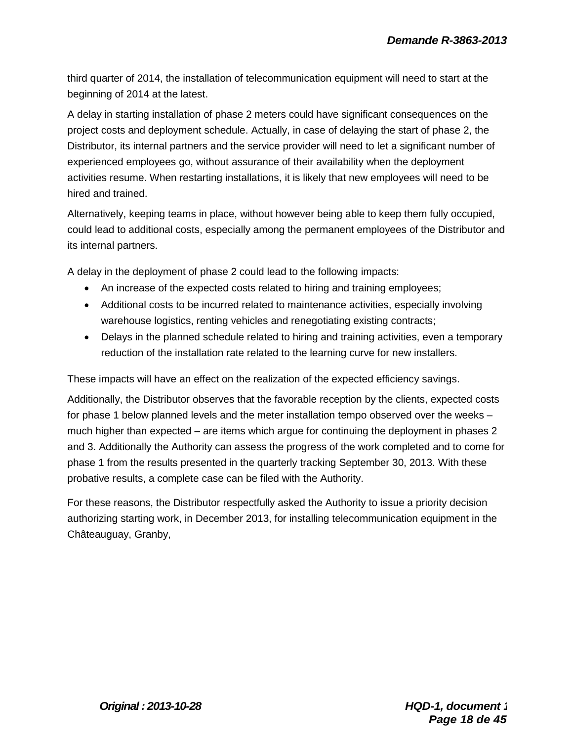third quarter of 2014, the installation of telecommunication equipment will need to start at the beginning of 2014 at the latest.

A delay in starting installation of phase 2 meters could have significant consequences on the project costs and deployment schedule. Actually, in case of delaying the start of phase 2, the Distributor, its internal partners and the service provider will need to let a significant number of experienced employees go, without assurance of their availability when the deployment activities resume. When restarting installations, it is likely that new employees will need to be hired and trained.

Alternatively, keeping teams in place, without however being able to keep them fully occupied, could lead to additional costs, especially among the permanent employees of the Distributor and its internal partners.

A delay in the deployment of phase 2 could lead to the following impacts:

- An increase of the expected costs related to hiring and training employees;
- Additional costs to be incurred related to maintenance activities, especially involving warehouse logistics, renting vehicles and renegotiating existing contracts;
- Delays in the planned schedule related to hiring and training activities, even a temporary reduction of the installation rate related to the learning curve for new installers.

These impacts will have an effect on the realization of the expected efficiency savings.

Additionally, the Distributor observes that the favorable reception by the clients, expected costs for phase 1 below planned levels and the meter installation tempo observed over the weeks – much higher than expected – are items which argue for continuing the deployment in phases 2 and 3. Additionally the Authority can assess the progress of the work completed and to come for phase 1 from the results presented in the quarterly tracking September 30, 2013. With these probative results, a complete case can be filed with the Authority.

For these reasons, the Distributor respectfully asked the Authority to issue a priority decision authorizing starting work, in December 2013, for installing telecommunication equipment in the Châteauguay, Granby,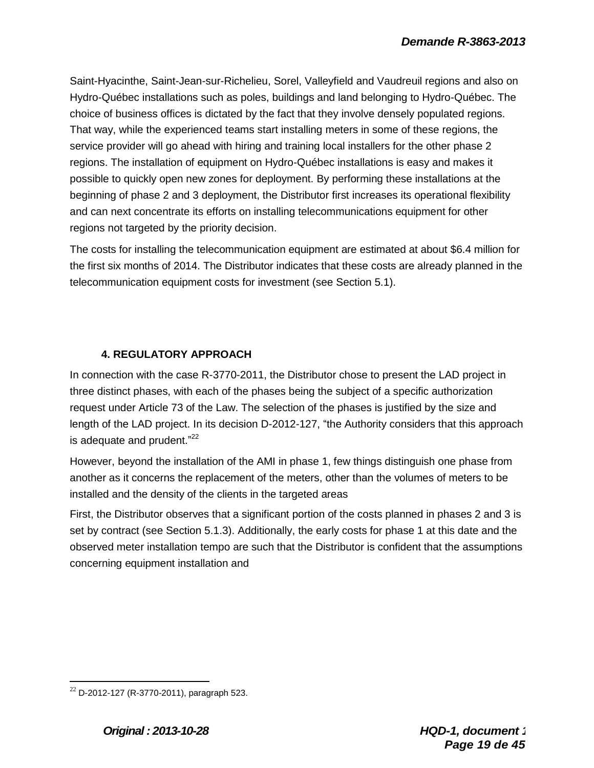Saint-Hyacinthe, Saint-Jean-sur-Richelieu, Sorel, Valleyfield and Vaudreuil regions and also on Hydro-Québec installations such as poles, buildings and land belonging to Hydro-Québec. The choice of business offices is dictated by the fact that they involve densely populated regions. That way, while the experienced teams start installing meters in some of these regions, the service provider will go ahead with hiring and training local installers for the other phase 2 regions. The installation of equipment on Hydro-Québec installations is easy and makes it possible to quickly open new zones for deployment. By performing these installations at the beginning of phase 2 and 3 deployment, the Distributor first increases its operational flexibility and can next concentrate its efforts on installing telecommunications equipment for other regions not targeted by the priority decision.

The costs for installing the telecommunication equipment are estimated at about $6.4 million for the first six months of 2014. The Distributor indicates that these costs are already planned in the telecommunication equipment costs for investment (see Section 5.1).

## 4. REGULATORY APPROACH

In connection with the case R-3770-2011, the Distributor chose to present the LAD project in three distinct phases, with each of the phases being the subject of a specific authorization request under Article 73 of the Law. The selection of the phases is justified by the size and length of the LAD project. In its decision D-2012-127, "the Authority considers that this approach is adequate and prudent."[22]

However, beyond the installation of the AMI in phase 1, few things distinguish one phase from another as it concerns the replacement of the meters, other than the volumes of meters to be installed and the density of the clients in the targeted areas

First, the Distributor observes that a significant portion of the costs planned in phases 2 and 3 is set by contract (see Section 5.1.3). Additionally, the early costs for phase 1 at this date and the observed meter installation tempo are such that the Distributor is confident that the assumptions concerning equipment installation and

[22] D-2012-127 (R-3770-2011), paragraph 523.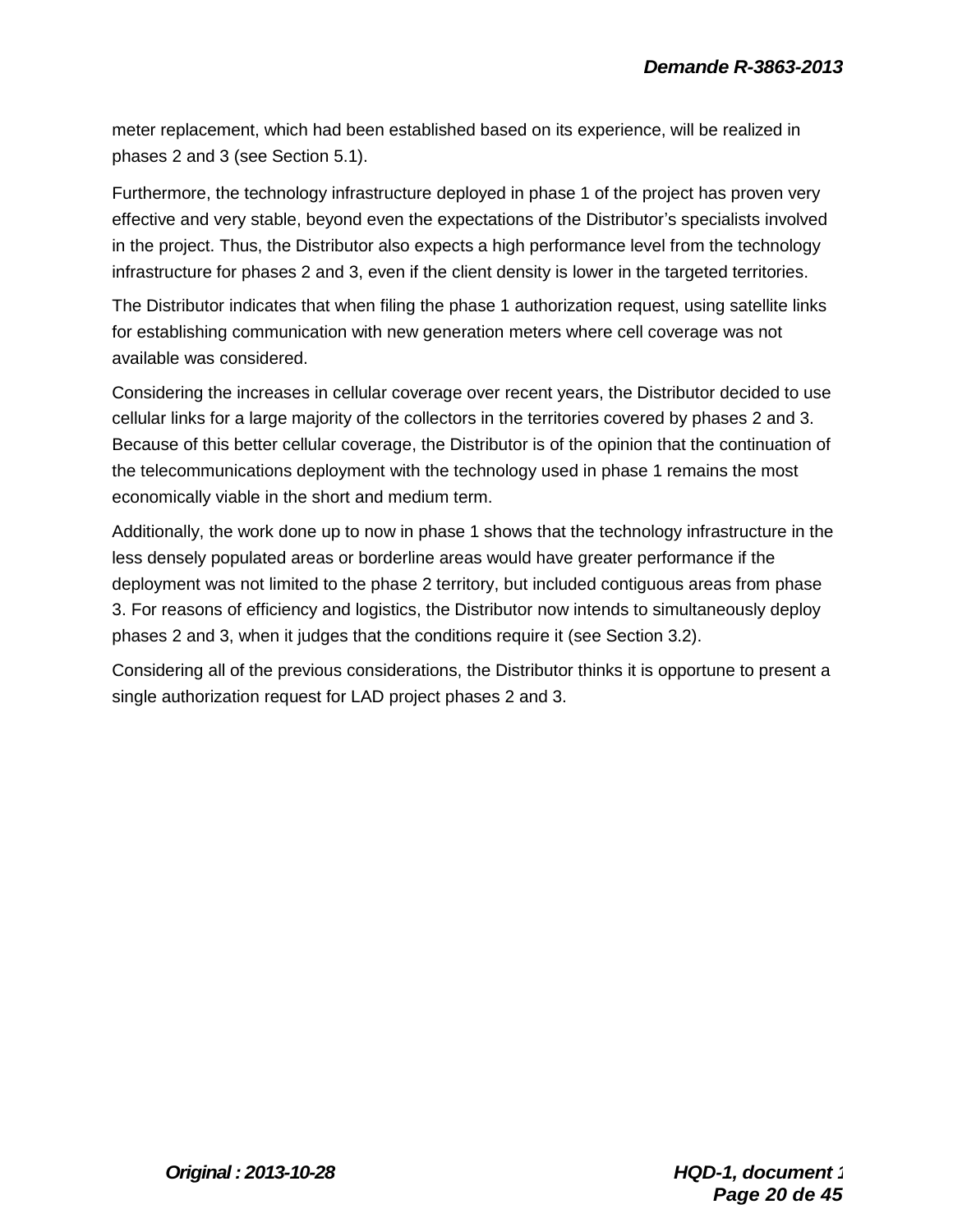meter replacement, which had been established based on its experience, will be realized in phases 2 and 3 (see Section 5.1).

Furthermore, the technology infrastructure deployed in phase 1 of the project has proven very effective and very stable, beyond even the expectations of the Distributor's specialists involved in the project. Thus, the Distributor also expects a high performance level from the technology infrastructure for phases 2 and 3, even if the client density is lower in the targeted territories.

The Distributor indicates that when filing the phase 1 authorization request, using satellite links for establishing communication with new generation meters where cell coverage was not available was considered.

Considering the increases in cellular coverage over recent years, the Distributor decided to use cellular links for a large majority of the collectors in the territories covered by phases 2 and 3. Because of this better cellular coverage, the Distributor is of the opinion that the continuation of the telecommunications deployment with the technology used in phase 1 remains the most economically viable in the short and medium term.

Additionally, the work done up to now in phase 1 shows that the technology infrastructure in the less densely populated areas or borderline areas would have greater performance if the deployment was not limited to the phase 2 territory, but included contiguous areas from phase 3. For reasons of efficiency and logistics, the Distributor now intends to simultaneously deploy phases 2 and 3, when it judges that the conditions require it (see Section 3.2).

Considering all of the previous considerations, the Distributor thinks it is opportune to present a single authorization request for LAD project phases 2 and 3.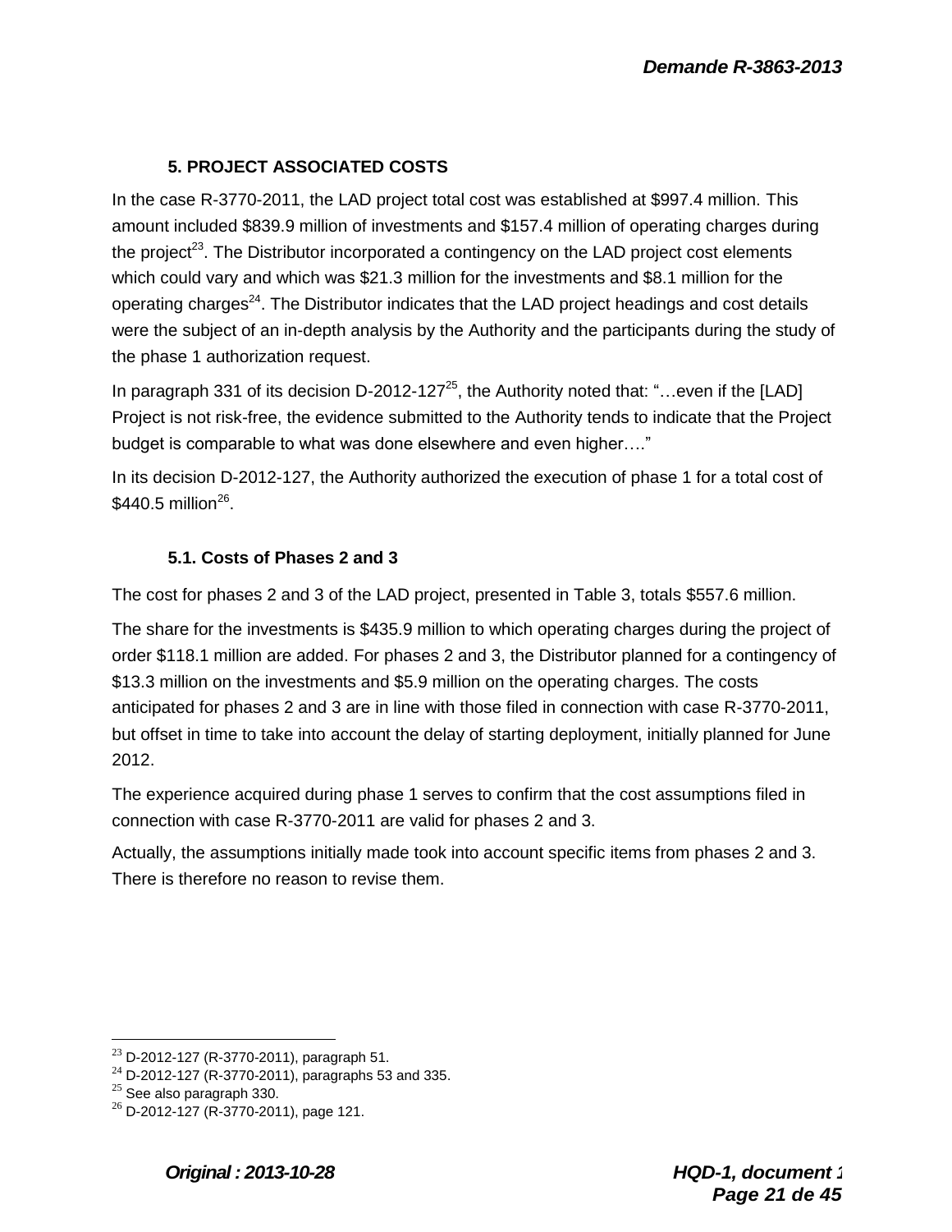## 5. PROJECT ASSOCIATED COSTS

In the case R-3770-2011, the LAD project total cost was established at $997.4 million. This amount included $839.9 million of investments and $157.4 million of operating charges during the project[23]. The Distributor incorporated a contingency on the LAD project cost elements which could vary and which was $21.3 million for the investments and $8.1 million for the operating charges[24]. The Distributor indicates that the LAD project headings and cost details were the subject of an in-depth analysis by the Authority and the participants during the study of the phase 1 authorization request.

In paragraph 331 of its decision D-2012-127[25], the Authority noted that: "…even if the [LAD] Project is not risk-free, the evidence submitted to the Authority tends to indicate that the Project budget is comparable to what was done elsewhere and even higher…."

In its decision D-2012-127, the Authority authorized the execution of phase 1 for a total cost of $440.5 million[26].

### 5.1. Costs of Phases 2 and 3

The cost for phases 2 and 3 of the LAD project, presented in Table 3, totals $557.6 million.

The share for the investments is $435.9 million to which operating charges during the project of order $118.1 million are added. For phases 2 and 3, the Distributor planned for a contingency of $13.3 million on the investments and $5.9 million on the operating charges. The costs anticipated for phases 2 and 3 are in line with those filed in connection with case R-3770-2011, but offset in time to take into account the delay of starting deployment, initially planned for June 2012.

The experience acquired during phase 1 serves to confirm that the cost assumptions filed in connection with case R-3770-2011 are valid for phases 2 and 3.

Actually, the assumptions initially made took into account specific items from phases 2 and 3. There is therefore no reason to revise them.

---

[23] D-2012-127 (R-3770-2011), paragraph 51.

[24] D-2012-127 (R-3770-2011), paragraphs 53 and 335.

[25] See also paragraph 330.

[26] D-2012-127 (R-3770-2011), page 121.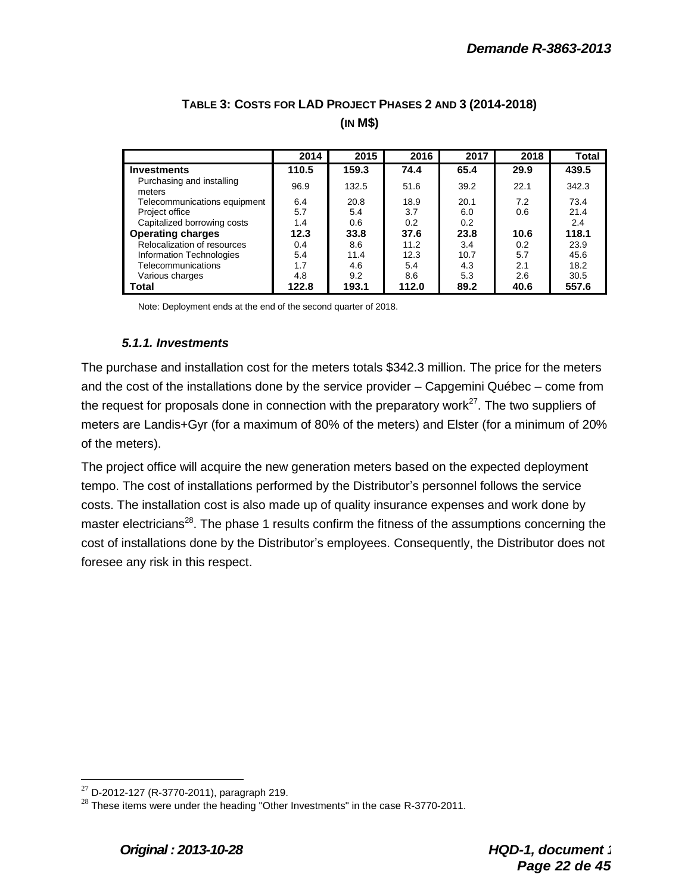**TABLE 3: COSTS FOR LAD PROJECT PHASES 2 AND 3 (2014-2018)**

**(IN M$)**

| | 2014 | 2015 | 2016 | 2017 | 2018 | Total |
|---|---|---|---|---|---|---|
| **Investments** | **110.5** | **159.3** | **74.4** | **65.4** | **29.9** | **439.5** |
| Purchasing and installing meters | 96.9 | 132.5 | 51.6 | 39.2 | 22.1 | 342.3 |
| Telecommunications equipment | 6.4 | 20.8 | 18.9 | 20.1 | 7.2 | 73.4 |
| Project office | 5.7 | 5.4 | 3.7 | 6.0 | 0.6 | 21.4 |
| Capitalized borrowing costs | 1.4 | 0.6 | 0.2 | 0.2 | | 2.4 |
| **Operating charges** | **12.3** | **33.8** | **37.6** | **23.8** | **10.6** | **118.1** |
| Relocalization of resources | 0.4 | 8.6 | 11.2 | 3.4 | 0.2 | 23.9 |
| Information Technologies | 5.4 | 11.4 | 12.3 | 10.7 | 5.7 | 45.6 |
| Telecommunications | 1.7 | 4.6 | 5.4 | 4.3 | 2.1 | 18.2 |
| Various charges | 4.8 | 9.2 | 8.6 | 5.3 | 2.6 | 30.5 |
| **Total** | **122.8** | **193.1** | **112.0** | **89.2** | **40.6** | **557.6** |

Note: Deployment ends at the end of the second quarter of 2018.

#### *5.1.1. Investments*

The purchase and installation cost for the meters totals $342.3 million. The price for the meters and the cost of the installations done by the service provider – Capgemini Québec – come from the request for proposals done in connection with the preparatory work[27]. The two suppliers of meters are Landis+Gyr (for a maximum of 80% of the meters) and Elster (for a minimum of 20% of the meters).

The project office will acquire the new generation meters based on the expected deployment tempo. The cost of installations performed by the Distributor's personnel follows the service costs. The installation cost is also made up of quality insurance expenses and work done by master electricians[28]. The phase 1 results confirm the fitness of the assumptions concerning the cost of installations done by the Distributor's employees. Consequently, the Distributor does not foresee any risk in this respect.

[27] D-2012-127 (R-3770-2011), paragraph 219.

[28] These items were under the heading "Other Investments" in the case R-3770-2011.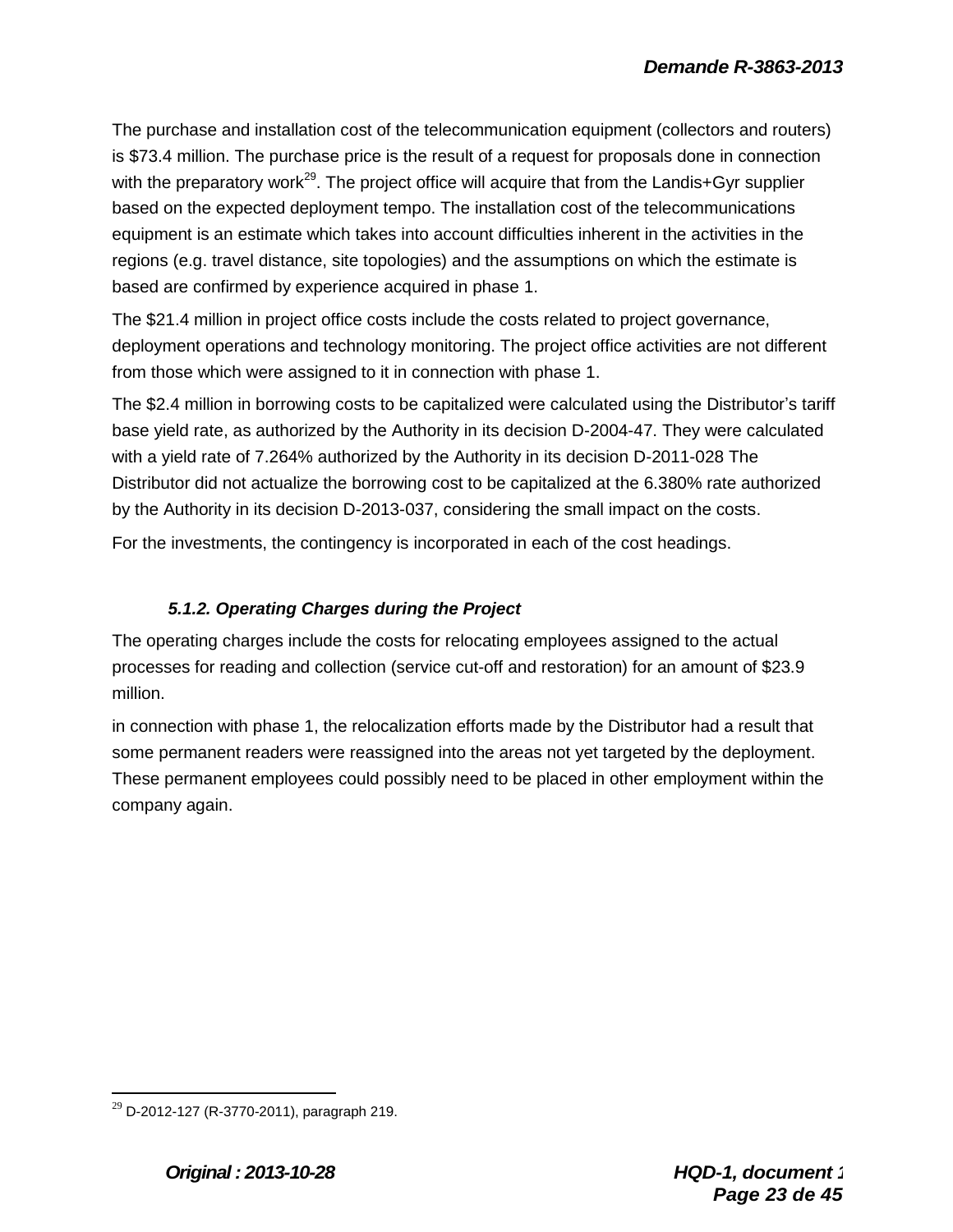The purchase and installation cost of the telecommunication equipment (collectors and routers) is $73.4 million. The purchase price is the result of a request for proposals done in connection with the preparatory work[29]. The project office will acquire that from the Landis+Gyr supplier based on the expected deployment tempo. The installation cost of the telecommunications equipment is an estimate which takes into account difficulties inherent in the activities in the regions (e.g. travel distance, site topologies) and the assumptions on which the estimate is based are confirmed by experience acquired in phase 1.

The $21.4 million in project office costs include the costs related to project governance, deployment operations and technology monitoring. The project office activities are not different from those which were assigned to it in connection with phase 1.

The $2.4 million in borrowing costs to be capitalized were calculated using the Distributor's tariff base yield rate, as authorized by the Authority in its decision D-2004-47. They were calculated with a yield rate of 7.264% authorized by the Authority in its decision D-2011-028 The Distributor did not actualize the borrowing cost to be capitalized at the 6.380% rate authorized by the Authority in its decision D-2013-037, considering the small impact on the costs.

For the investments, the contingency is incorporated in each of the cost headings.

### *5.1.2. Operating Charges during the Project*

The operating charges include the costs for relocating employees assigned to the actual processes for reading and collection (service cut-off and restoration) for an amount of $23.9 million.

in connection with phase 1, the relocalization efforts made by the Distributor had a result that some permanent readers were reassigned into the areas not yet targeted by the deployment. These permanent employees could possibly need to be placed in other employment within the company again.

[29] D-2012-127 (R-3770-2011), paragraph 219.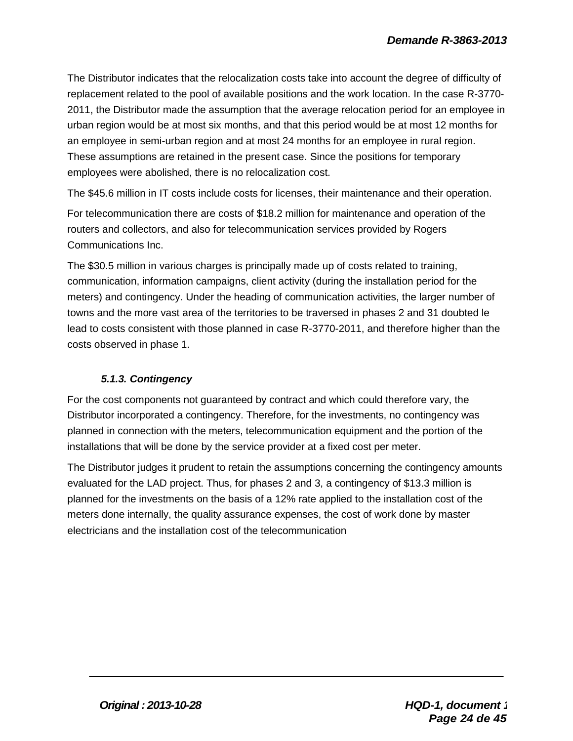The Distributor indicates that the relocalization costs take into account the degree of difficulty of replacement related to the pool of available positions and the work location. In the case R-3770-2011, the Distributor made the assumption that the average relocation period for an employee in urban region would be at most six months, and that this period would be at most 12 months for an employee in semi-urban region and at most 24 months for an employee in rural region. These assumptions are retained in the present case. Since the positions for temporary employees were abolished, there is no relocalization cost.

The $45.6 million in IT costs include costs for licenses, their maintenance and their operation.

For telecommunication there are costs of $18.2 million for maintenance and operation of the routers and collectors, and also for telecommunication services provided by Rogers Communications Inc.

The $30.5 million in various charges is principally made up of costs related to training, communication, information campaigns, client activity (during the installation period for the meters) and contingency. Under the heading of communication activities, the larger number of towns and the more vast area of the territories to be traversed in phases 2 and 31 doubted le lead to costs consistent with those planned in case R-3770-2011, and therefore higher than the costs observed in phase 1.

### *5.1.3. Contingency*

For the cost components not guaranteed by contract and which could therefore vary, the Distributor incorporated a contingency. Therefore, for the investments, no contingency was planned in connection with the meters, telecommunication equipment and the portion of the installations that will be done by the service provider at a fixed cost per meter.

The Distributor judges it prudent to retain the assumptions concerning the contingency amounts evaluated for the LAD project. Thus, for phases 2 and 3, a contingency of $13.3 million is planned for the investments on the basis of a 12% rate applied to the installation cost of the meters done internally, the quality assurance expenses, the cost of work done by master electricians and the installation cost of the telecommunication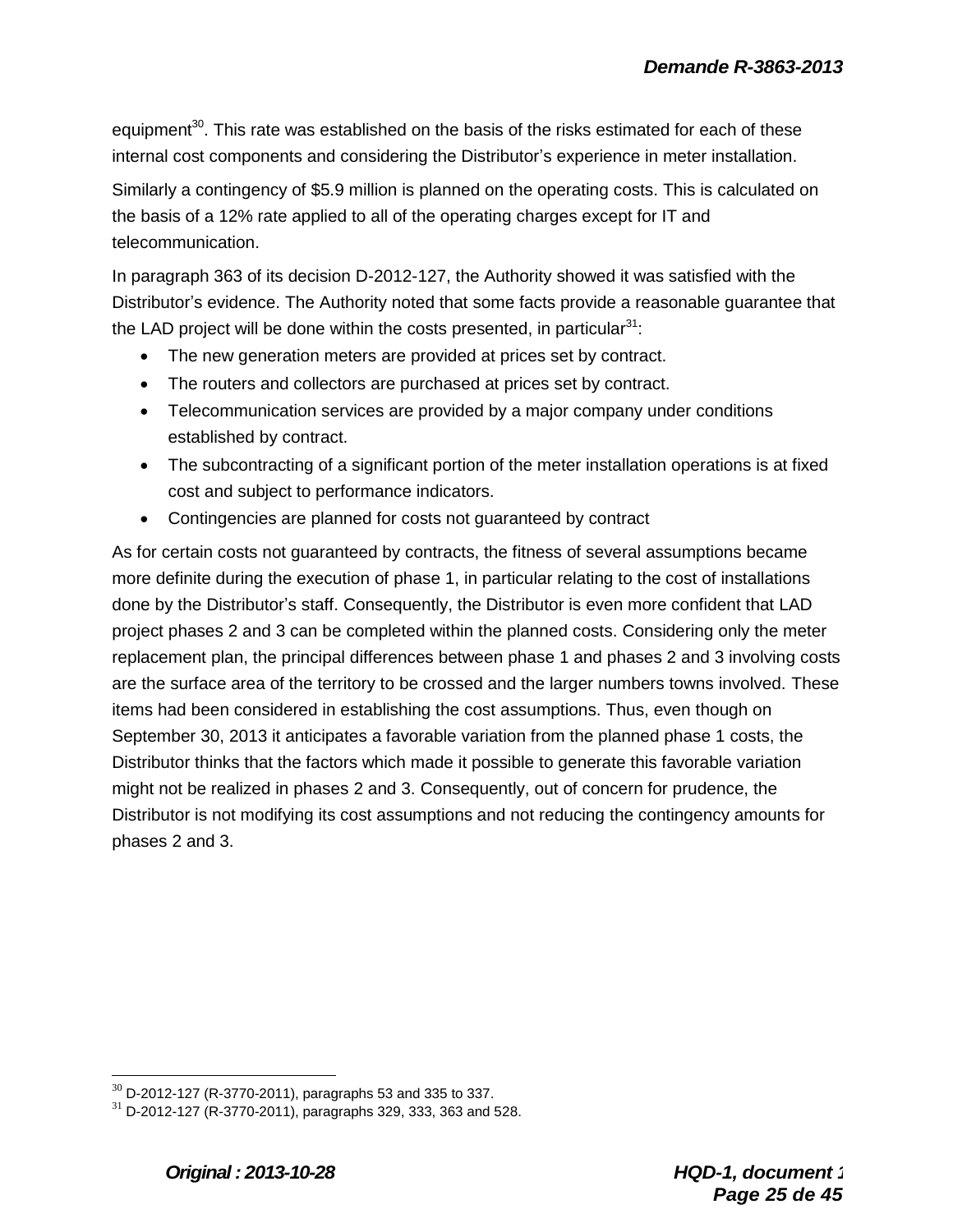equipment[30]. This rate was established on the basis of the risks estimated for each of these internal cost components and considering the Distributor's experience in meter installation.

Similarly a contingency of $5.9 million is planned on the operating costs. This is calculated on the basis of a 12% rate applied to all of the operating charges except for IT and telecommunication.

In paragraph 363 of its decision D-2012-127, the Authority showed it was satisfied with the Distributor's evidence. The Authority noted that some facts provide a reasonable guarantee that the LAD project will be done within the costs presented, in particular[31]:

- The new generation meters are provided at prices set by contract.
- The routers and collectors are purchased at prices set by contract.
- Telecommunication services are provided by a major company under conditions established by contract.
- The subcontracting of a significant portion of the meter installation operations is at fixed cost and subject to performance indicators.
- Contingencies are planned for costs not guaranteed by contract

As for certain costs not guaranteed by contracts, the fitness of several assumptions became more definite during the execution of phase 1, in particular relating to the cost of installations done by the Distributor's staff. Consequently, the Distributor is even more confident that LAD project phases 2 and 3 can be completed within the planned costs. Considering only the meter replacement plan, the principal differences between phase 1 and phases 2 and 3 involving costs are the surface area of the territory to be crossed and the larger numbers towns involved. These items had been considered in establishing the cost assumptions. Thus, even though on September 30, 2013 it anticipates a favorable variation from the planned phase 1 costs, the Distributor thinks that the factors which made it possible to generate this favorable variation might not be realized in phases 2 and 3. Consequently, out of concern for prudence, the Distributor is not modifying its cost assumptions and not reducing the contingency amounts for phases 2 and 3.

---

[30] D-2012-127 (R-3770-2011), paragraphs 53 and 335 to 337.

[31] D-2012-127 (R-3770-2011), paragraphs 329, 333, 363 and 528.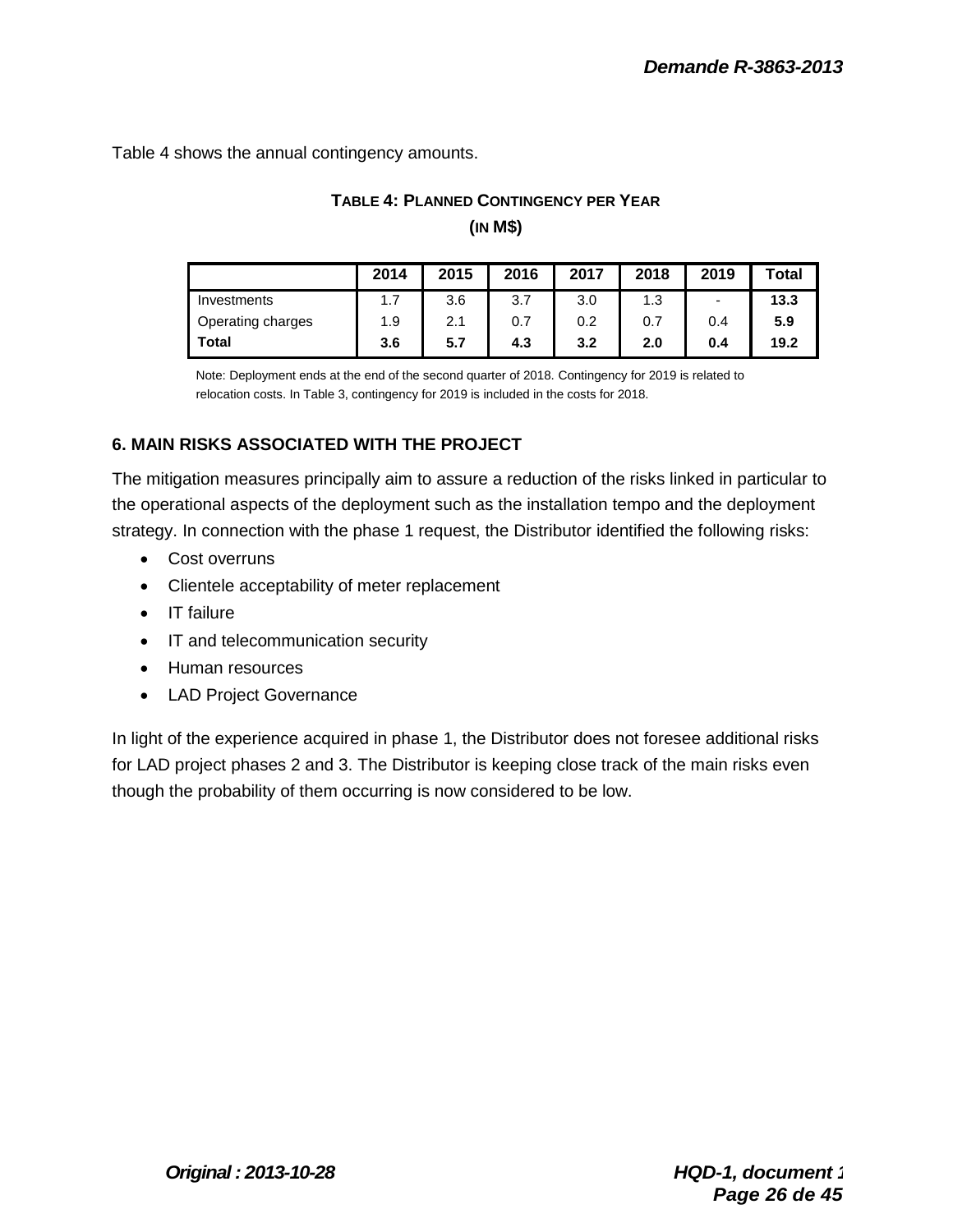Table 4 shows the annual contingency amounts.

**TABLE 4: PLANNED CONTINGENCY PER YEAR**
**(IN M$)**

| | 2014 | 2015 | 2016 | 2017 | 2018 | 2019 | Total |
|---|---|---|---|---|---|---|---|
| Investments | 1.7 | 3.6 | 3.7 | 3.0 | 1.3 | - | **13.3** |
| Operating charges | 1.9 | 2.1 | 0.7 | 0.2 | 0.7 | 0.4 | **5.9** |
| **Total** | **3.6** | **5.7** | **4.3** | **3.2** | **2.0** | **0.4** | **19.2** |

Note: Deployment ends at the end of the second quarter of 2018. Contingency for 2019 is related to relocation costs. In Table 3, contingency for 2019 is included in the costs for 2018.

## 6. MAIN RISKS ASSOCIATED WITH THE PROJECT

The mitigation measures principally aim to assure a reduction of the risks linked in particular to the operational aspects of the deployment such as the installation tempo and the deployment strategy. In connection with the phase 1 request, the Distributor identified the following risks:

- Cost overruns
- Clientele acceptability of meter replacement
- IT failure
- IT and telecommunication security
- Human resources
- LAD Project Governance

In light of the experience acquired in phase 1, the Distributor does not foresee additional risks for LAD project phases 2 and 3. The Distributor is keeping close track of the main risks even though the probability of them occurring is now considered to be low.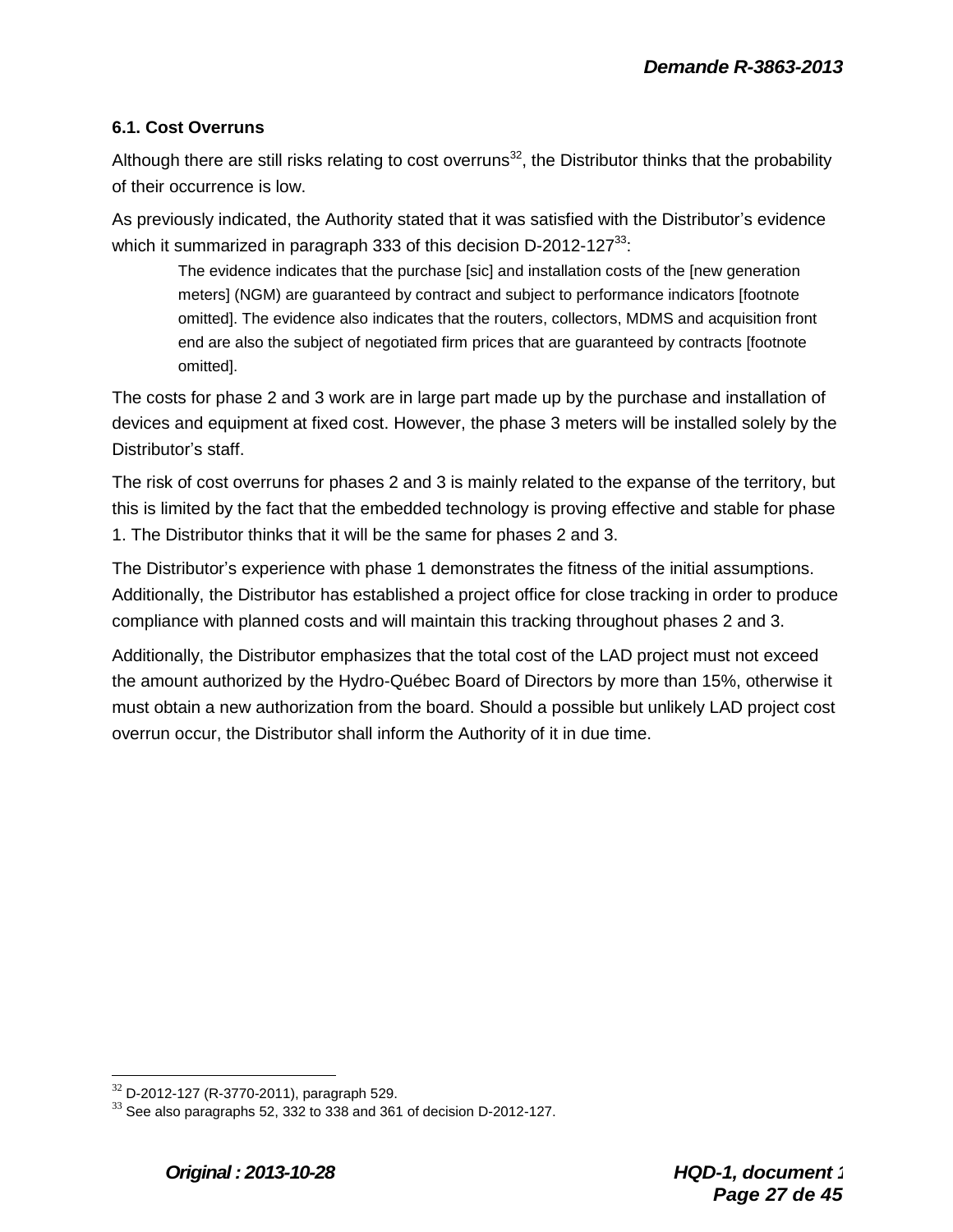### 6.1. Cost Overruns

Although there are still risks relating to cost overruns[32], the Distributor thinks that the probability of their occurrence is low.

As previously indicated, the Authority stated that it was satisfied with the Distributor's evidence which it summarized in paragraph 333 of this decision D-2012-127[33]:

> The evidence indicates that the purchase [sic] and installation costs of the [new generation meters] (NGM) are guaranteed by contract and subject to performance indicators [footnote omitted]. The evidence also indicates that the routers, collectors, MDMS and acquisition front end are also the subject of negotiated firm prices that are guaranteed by contracts [footnote omitted].

The costs for phase 2 and 3 work are in large part made up by the purchase and installation of devices and equipment at fixed cost. However, the phase 3 meters will be installed solely by the Distributor's staff.

The risk of cost overruns for phases 2 and 3 is mainly related to the expanse of the territory, but this is limited by the fact that the embedded technology is proving effective and stable for phase 1. The Distributor thinks that it will be the same for phases 2 and 3.

The Distributor's experience with phase 1 demonstrates the fitness of the initial assumptions. Additionally, the Distributor has established a project office for close tracking in order to produce compliance with planned costs and will maintain this tracking throughout phases 2 and 3.

Additionally, the Distributor emphasizes that the total cost of the LAD project must not exceed the amount authorized by the Hydro-Québec Board of Directors by more than 15%, otherwise it must obtain a new authorization from the board. Should a possible but unlikely LAD project cost overrun occur, the Distributor shall inform the Authority of it in due time.

---

[32] D-2012-127 (R-3770-2011), paragraph 529.

[33] See also paragraphs 52, 332 to 338 and 361 of decision D-2012-127.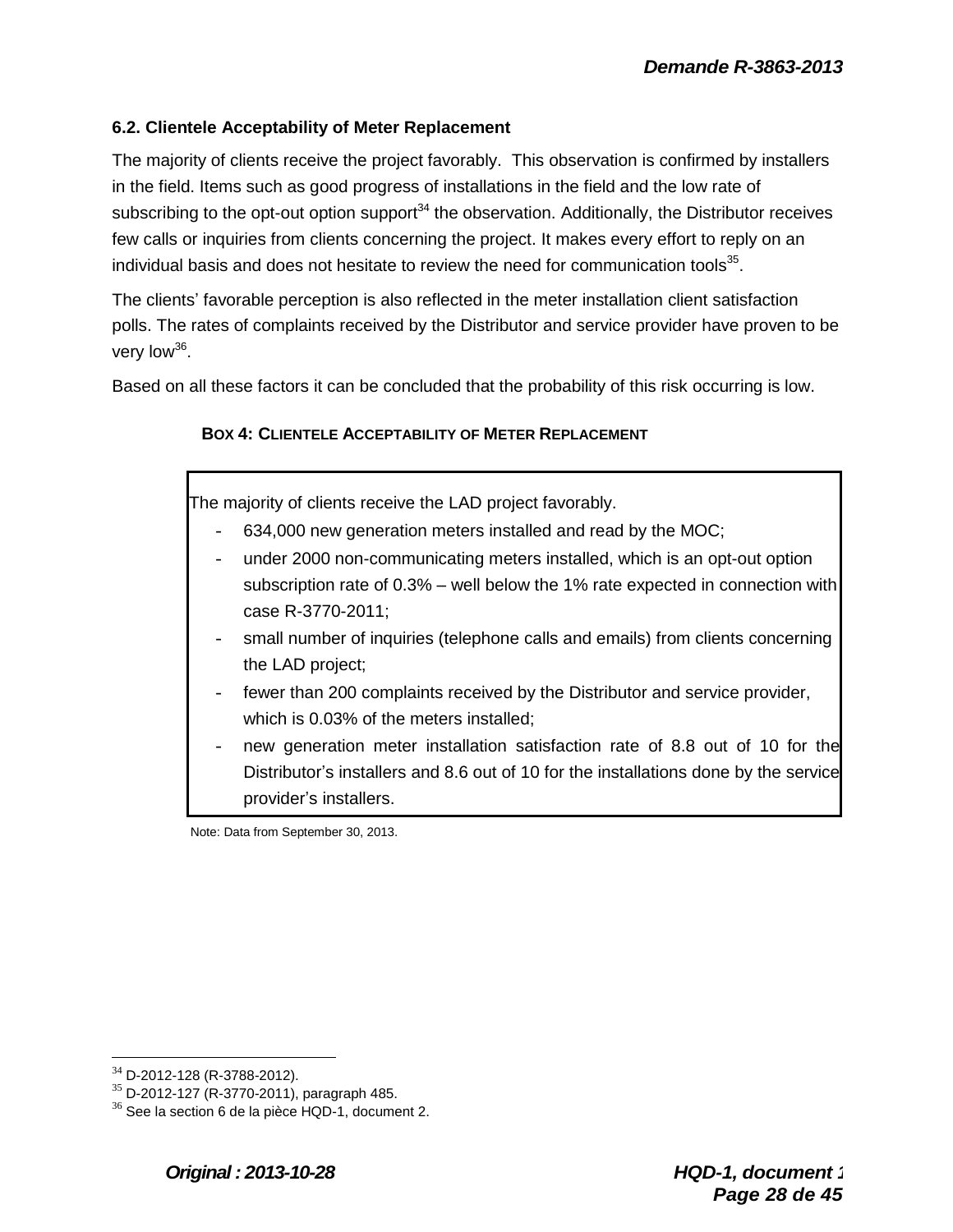### 6.2. Clientele Acceptability of Meter Replacement

The majority of clients receive the project favorably. This observation is confirmed by installers in the field. Items such as good progress of installations in the field and the low rate of subscribing to the opt-out option support[34] the observation. Additionally, the Distributor receives few calls or inquiries from clients concerning the project. It makes every effort to reply on an individual basis and does not hesitate to review the need for communication tools[35].

The clients' favorable perception is also reflected in the meter installation client satisfaction polls. The rates of complaints received by the Distributor and service provider have proven to be very low[36].

Based on all these factors it can be concluded that the probability of this risk occurring is low.

**BOX 4: CLIENTELE ACCEPTABILITY OF METER REPLACEMENT**

The majority of clients receive the LAD project favorably.

- 634,000 new generation meters installed and read by the MOC;
- under 2000 non-communicating meters installed, which is an opt-out option subscription rate of 0.3% – well below the 1% rate expected in connection with case R-3770-2011;
- small number of inquiries (telephone calls and emails) from clients concerning the LAD project;
- fewer than 200 complaints received by the Distributor and service provider, which is 0.03% of the meters installed;
- new generation meter installation satisfaction rate of 8.8 out of 10 for the Distributor's installers and 8.6 out of 10 for the installations done by the service provider's installers.

Note: Data from September 30, 2013.

[34] D-2012-128 (R-3788-2012).
[35] D-2012-127 (R-3770-2011), paragraph 485.
[36] See la section 6 de la pièce HQD-1, document 2.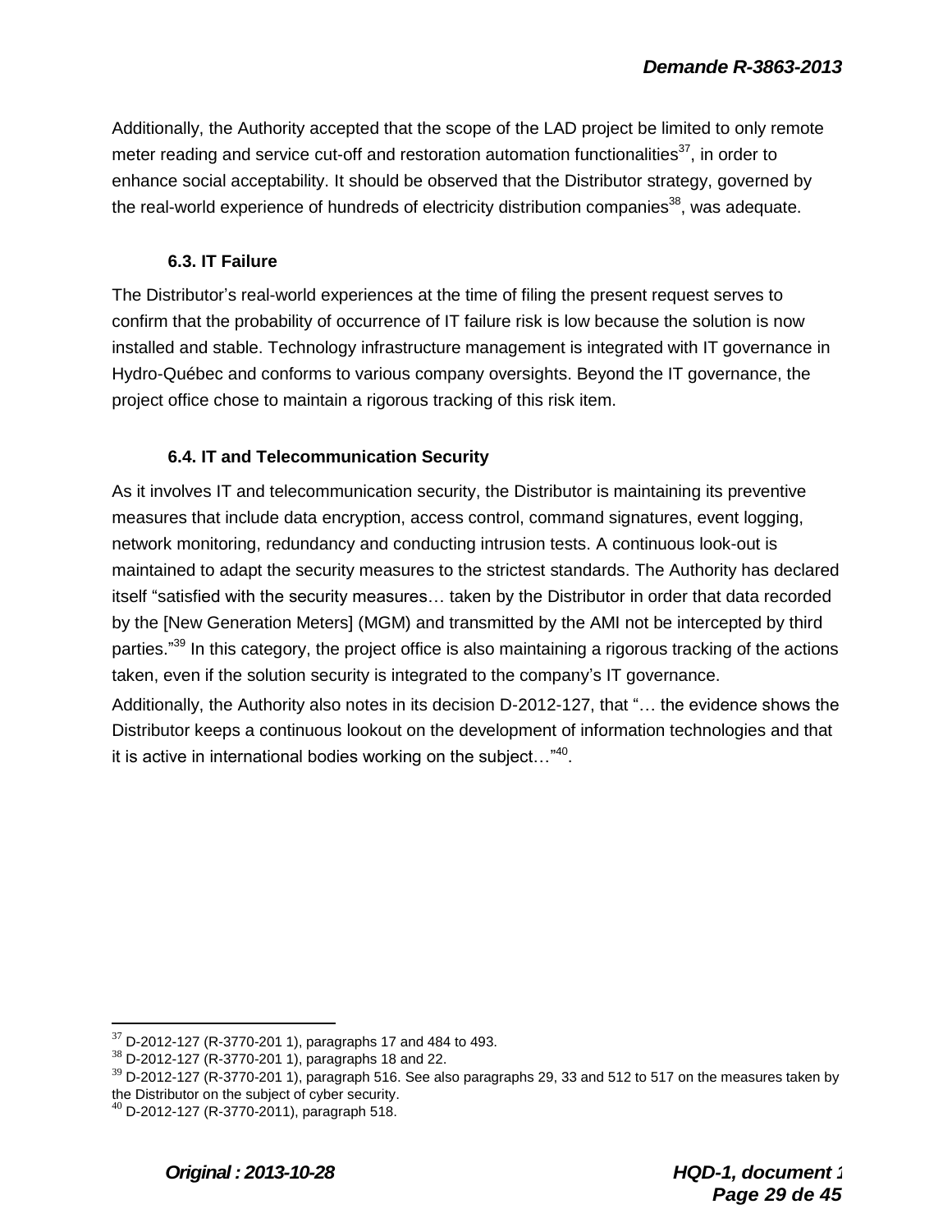Additionally, the Authority accepted that the scope of the LAD project be limited to only remote meter reading and service cut-off and restoration automation functionalities[37], in order to enhance social acceptability. It should be observed that the Distributor strategy, governed by the real-world experience of hundreds of electricity distribution companies[38], was adequate.

### 6.3. IT Failure

The Distributor's real-world experiences at the time of filing the present request serves to confirm that the probability of occurrence of IT failure risk is low because the solution is now installed and stable. Technology infrastructure management is integrated with IT governance in Hydro-Québec and conforms to various company oversights. Beyond the IT governance, the project office chose to maintain a rigorous tracking of this risk item.

### 6.4. IT and Telecommunication Security

As it involves IT and telecommunication security, the Distributor is maintaining its preventive measures that include data encryption, access control, command signatures, event logging, network monitoring, redundancy and conducting intrusion tests. A continuous look-out is maintained to adapt the security measures to the strictest standards. The Authority has declared itself "satisfied with the security measures… taken by the Distributor in order that data recorded by the [New Generation Meters] (MGM) and transmitted by the AMI not be intercepted by third parties."[39] In this category, the project office is also maintaining a rigorous tracking of the actions taken, even if the solution security is integrated to the company's IT governance.

Additionally, the Authority also notes in its decision D-2012-127, that "… the evidence shows the Distributor keeps a continuous lookout on the development of information technologies and that it is active in international bodies working on the subject…"[40].

---

[37] D-2012-127 (R-3770-201 1), paragraphs 17 and 484 to 493.

[38] D-2012-127 (R-3770-201 1), paragraphs 18 and 22.

[39] D-2012-127 (R-3770-201 1), paragraph 516. See also paragraphs 29, 33 and 512 to 517 on the measures taken by the Distributor on the subject of cyber security.

[40] D-2012-127 (R-3770-2011), paragraph 518.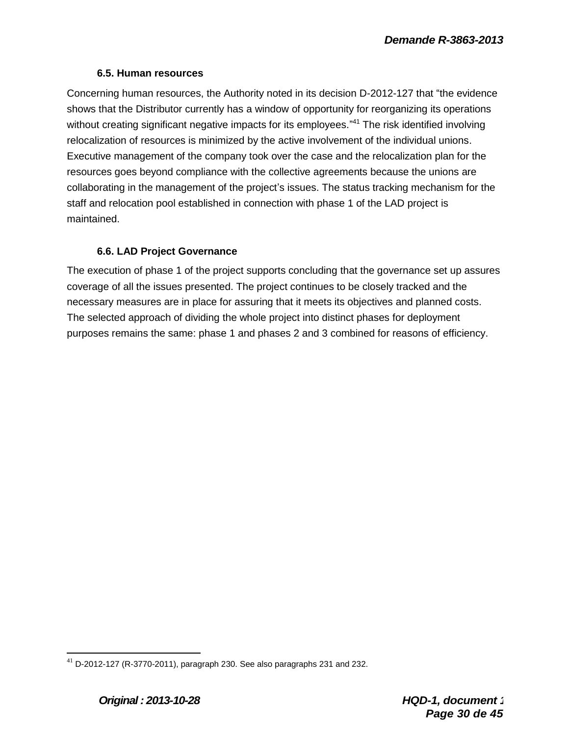### 6.5. Human resources

Concerning human resources, the Authority noted in its decision D-2012-127 that "the evidence shows that the Distributor currently has a window of opportunity for reorganizing its operations without creating significant negative impacts for its employees."[41] The risk identified involving relocalization of resources is minimized by the active involvement of the individual unions. Executive management of the company took over the case and the relocalization plan for the resources goes beyond compliance with the collective agreements because the unions are collaborating in the management of the project's issues. The status tracking mechanism for the staff and relocation pool established in connection with phase 1 of the LAD project is maintained.

### 6.6. LAD Project Governance

The execution of phase 1 of the project supports concluding that the governance set up assures coverage of all the issues presented. The project continues to be closely tracked and the necessary measures are in place for assuring that it meets its objectives and planned costs. The selected approach of dividing the whole project into distinct phases for deployment purposes remains the same: phase 1 and phases 2 and 3 combined for reasons of efficiency.

[41] D-2012-127 (R-3770-2011), paragraph 230. See also paragraphs 231 and 232.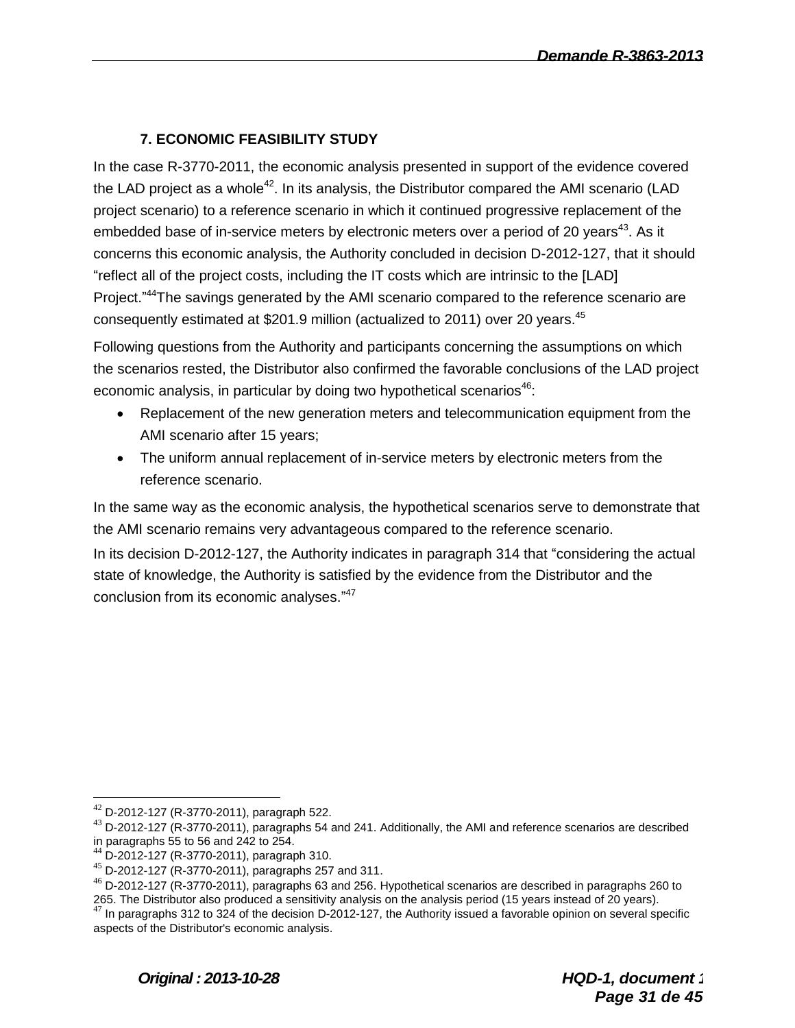## 7. ECONOMIC FEASIBILITY STUDY

In the case R-3770-2011, the economic analysis presented in support of the evidence covered the LAD project as a whole[42]. In its analysis, the Distributor compared the AMI scenario (LAD project scenario) to a reference scenario in which it continued progressive replacement of the embedded base of in-service meters by electronic meters over a period of 20 years[43]. As it concerns this economic analysis, the Authority concluded in decision D-2012-127, that it should "reflect all of the project costs, including the IT costs which are intrinsic to the [LAD] Project."[44]The savings generated by the AMI scenario compared to the reference scenario are consequently estimated at $201.9 million (actualized to 2011) over 20 years.[45]

Following questions from the Authority and participants concerning the assumptions on which the scenarios rested, the Distributor also confirmed the favorable conclusions of the LAD project economic analysis, in particular by doing two hypothetical scenarios[46]:

- Replacement of the new generation meters and telecommunication equipment from the AMI scenario after 15 years;
- The uniform annual replacement of in-service meters by electronic meters from the reference scenario.

In the same way as the economic analysis, the hypothetical scenarios serve to demonstrate that the AMI scenario remains very advantageous compared to the reference scenario.

In its decision D-2012-127, the Authority indicates in paragraph 314 that "considering the actual state of knowledge, the Authority is satisfied by the evidence from the Distributor and the conclusion from its economic analyses."[47]

---

[42] D-2012-127 (R-3770-2011), paragraph 522.

[43] D-2012-127 (R-3770-2011), paragraphs 54 and 241. Additionally, the AMI and reference scenarios are described in paragraphs 55 to 56 and 242 to 254.

[44] D-2012-127 (R-3770-2011), paragraph 310.

[45] D-2012-127 (R-3770-2011), paragraphs 257 and 311.

[46] D-2012-127 (R-3770-2011), paragraphs 63 and 256. Hypothetical scenarios are described in paragraphs 260 to 265. The Distributor also produced a sensitivity analysis on the analysis period (15 years instead of 20 years).

[47] In paragraphs 312 to 324 of the decision D-2012-127, the Authority issued a favorable opinion on several specific aspects of the Distributor's economic analysis.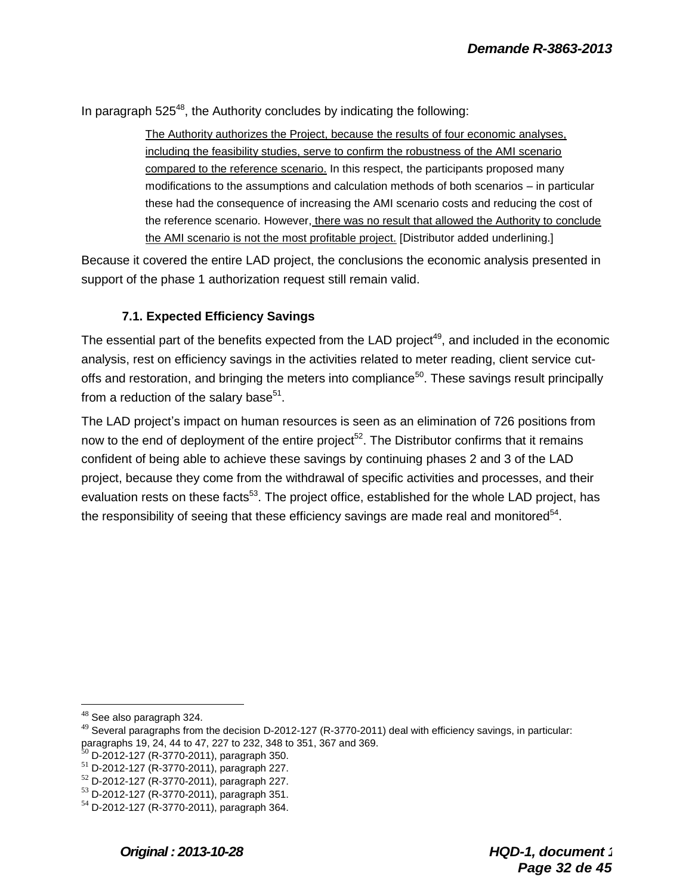In paragraph 525[48], the Authority concludes by indicating the following:

> The Authority authorizes the Project, because the results of four economic analyses, including the feasibility studies, serve to confirm the robustness of the AMI scenario compared to the reference scenario. In this respect, the participants proposed many modifications to the assumptions and calculation methods of both scenarios – in particular these had the consequence of increasing the AMI scenario costs and reducing the cost of the reference scenario. However, there was no result that allowed the Authority to conclude the AMI scenario is not the most profitable project. [Distributor added underlining.]

Because it covered the entire LAD project, the conclusions the economic analysis presented in support of the phase 1 authorization request still remain valid.

### 7.1. Expected Efficiency Savings

The essential part of the benefits expected from the LAD project[49], and included in the economic analysis, rest on efficiency savings in the activities related to meter reading, client service cut-offs and restoration, and bringing the meters into compliance[50]. These savings result principally from a reduction of the salary base[51].

The LAD project's impact on human resources is seen as an elimination of 726 positions from now to the end of deployment of the entire project[52]. The Distributor confirms that it remains confident of being able to achieve these savings by continuing phases 2 and 3 of the LAD project, because they come from the withdrawal of specific activities and processes, and their evaluation rests on these facts[53]. The project office, established for the whole LAD project, has the responsibility of seeing that these efficiency savings are made real and monitored[54].

---

[48] See also paragraph 324.

[49] Several paragraphs from the decision D-2012-127 (R-3770-2011) deal with efficiency savings, in particular: paragraphs 19, 24, 44 to 47, 227 to 232, 348 to 351, 367 and 369.

[50] D-2012-127 (R-3770-2011), paragraph 350.

[51] D-2012-127 (R-3770-2011), paragraph 227.

[52] D-2012-127 (R-3770-2011), paragraph 227.

[53] D-2012-127 (R-3770-2011), paragraph 351.

[54] D-2012-127 (R-3770-2011), paragraph 364.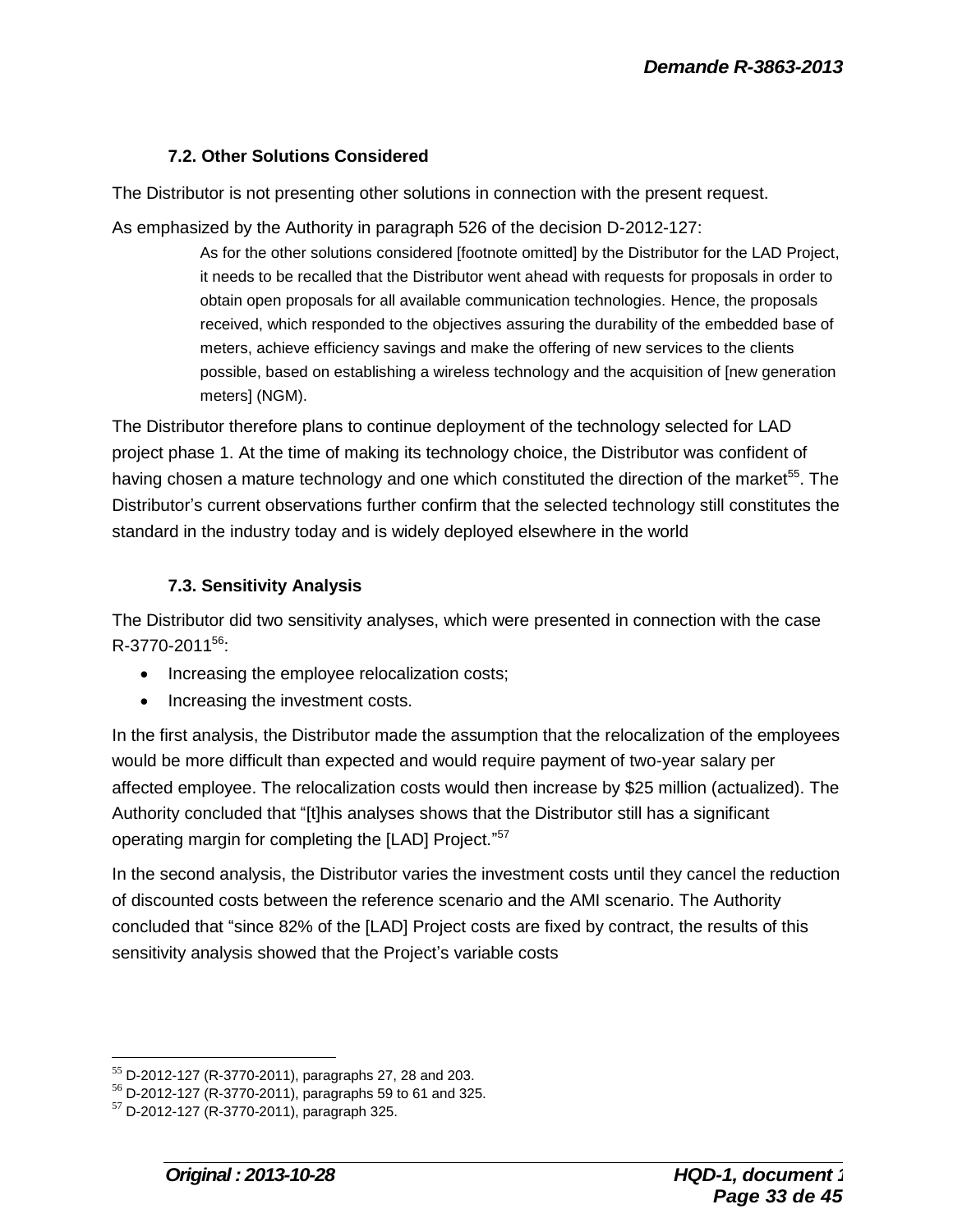### 7.2. Other Solutions Considered

The Distributor is not presenting other solutions in connection with the present request.

As emphasized by the Authority in paragraph 526 of the decision D-2012-127:

> As for the other solutions considered [footnote omitted] by the Distributor for the LAD Project, it needs to be recalled that the Distributor went ahead with requests for proposals in order to obtain open proposals for all available communication technologies. Hence, the proposals received, which responded to the objectives assuring the durability of the embedded base of meters, achieve efficiency savings and make the offering of new services to the clients possible, based on establishing a wireless technology and the acquisition of [new generation meters] (NGM).

The Distributor therefore plans to continue deployment of the technology selected for LAD project phase 1. At the time of making its technology choice, the Distributor was confident of having chosen a mature technology and one which constituted the direction of the market[55]. The Distributor's current observations further confirm that the selected technology still constitutes the standard in the industry today and is widely deployed elsewhere in the world

### 7.3. Sensitivity Analysis

The Distributor did two sensitivity analyses, which were presented in connection with the case R-3770-2011[56]:

- Increasing the employee relocalization costs;
- Increasing the investment costs.

In the first analysis, the Distributor made the assumption that the relocalization of the employees would be more difficult than expected and would require payment of two-year salary per affected employee. The relocalization costs would then increase by $25 million (actualized). The Authority concluded that "[t]his analyses shows that the Distributor still has a significant operating margin for completing the [LAD] Project."[57]

In the second analysis, the Distributor varies the investment costs until they cancel the reduction of discounted costs between the reference scenario and the AMI scenario. The Authority concluded that "since 82% of the [LAD] Project costs are fixed by contract, the results of this sensitivity analysis showed that the Project's variable costs

---

[55] D-2012-127 (R-3770-2011), paragraphs 27, 28 and 203.
[56] D-2012-127 (R-3770-2011), paragraphs 59 to 61 and 325.
[57] D-2012-127 (R-3770-2011), paragraph 325.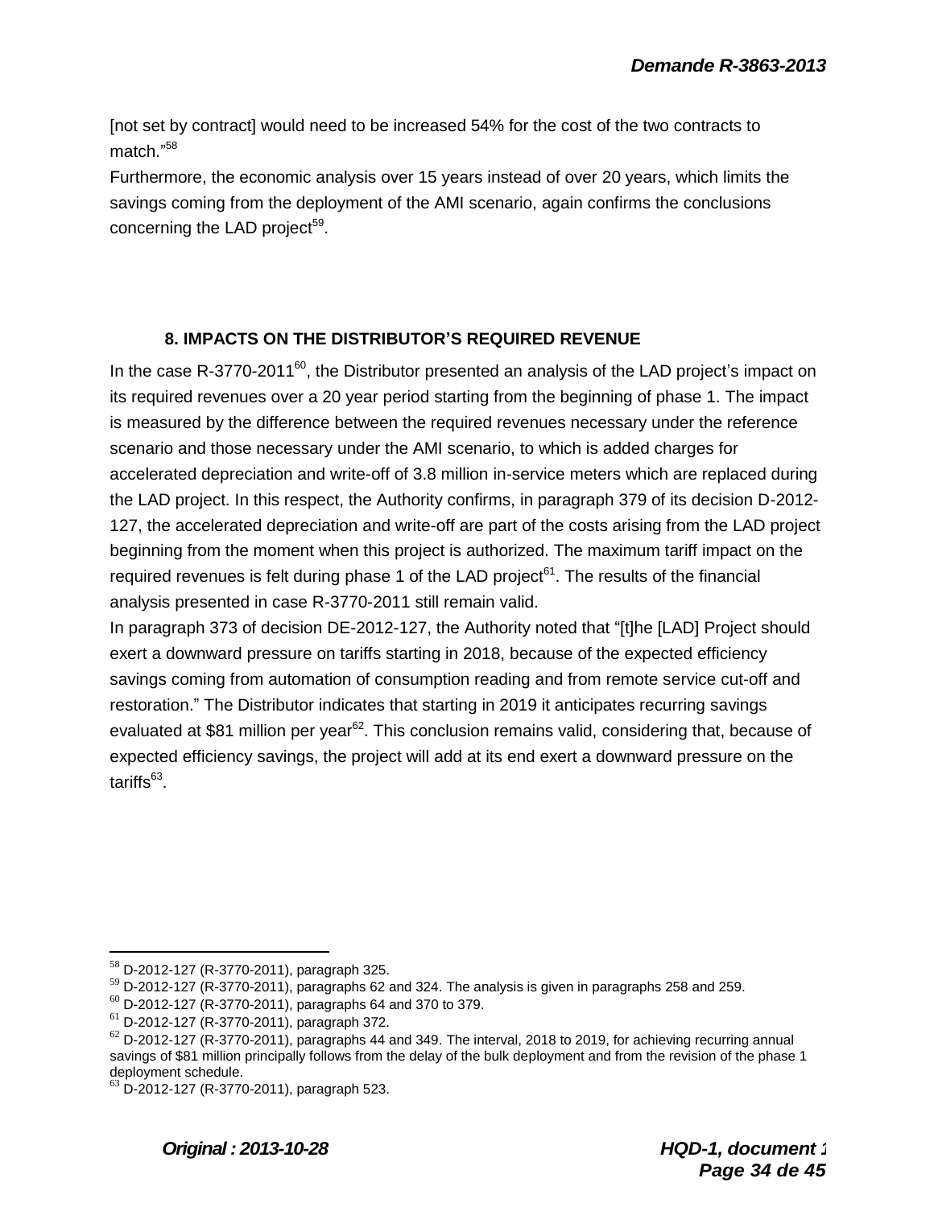[not set by contract] would need to be increased 54% for the cost of the two contracts to match."[58]

Furthermore, the economic analysis over 15 years instead of over 20 years, which limits the savings coming from the deployment of the AMI scenario, again confirms the conclusions concerning the LAD project[59].

## 8. IMPACTS ON THE DISTRIBUTOR'S REQUIRED REVENUE

In the case R-3770-2011[60], the Distributor presented an analysis of the LAD project's impact on its required revenues over a 20 year period starting from the beginning of phase 1. The impact is measured by the difference between the required revenues necessary under the reference scenario and those necessary under the AMI scenario, to which is added charges for accelerated depreciation and write-off of 3.8 million in-service meters which are replaced during the LAD project. In this respect, the Authority confirms, in paragraph 379 of its decision D-2012-127, the accelerated depreciation and write-off are part of the costs arising from the LAD project beginning from the moment when this project is authorized. The maximum tariff impact on the required revenues is felt during phase 1 of the LAD project[61]. The results of the financial analysis presented in case R-3770-2011 still remain valid.

In paragraph 373 of decision DE-2012-127, the Authority noted that "[t]he [LAD] Project should exert a downward pressure on tariffs starting in 2018, because of the expected efficiency savings coming from automation of consumption reading and from remote service cut-off and restoration." The Distributor indicates that starting in 2019 it anticipates recurring savings evaluated at $81 million per year[62]. This conclusion remains valid, considering that, because of expected efficiency savings, the project will add at its end exert a downward pressure on the tariffs[63].

---

[58] D-2012-127 (R-3770-2011), paragraph 325.

[59] D-2012-127 (R-3770-2011), paragraphs 62 and 324. The analysis is given in paragraphs 258 and 259.

[60] D-2012-127 (R-3770-2011), paragraphs 64 and 370 to 379.

[61] D-2012-127 (R-3770-2011), paragraph 372.

[62] D-2012-127 (R-3770-2011), paragraphs 44 and 349. The interval, 2018 to 2019, for achieving recurring annual savings of $81 million principally follows from the delay of the bulk deployment and from the revision of the phase 1 deployment schedule.

[63] D-2012-127 (R-3770-2011), paragraph 523.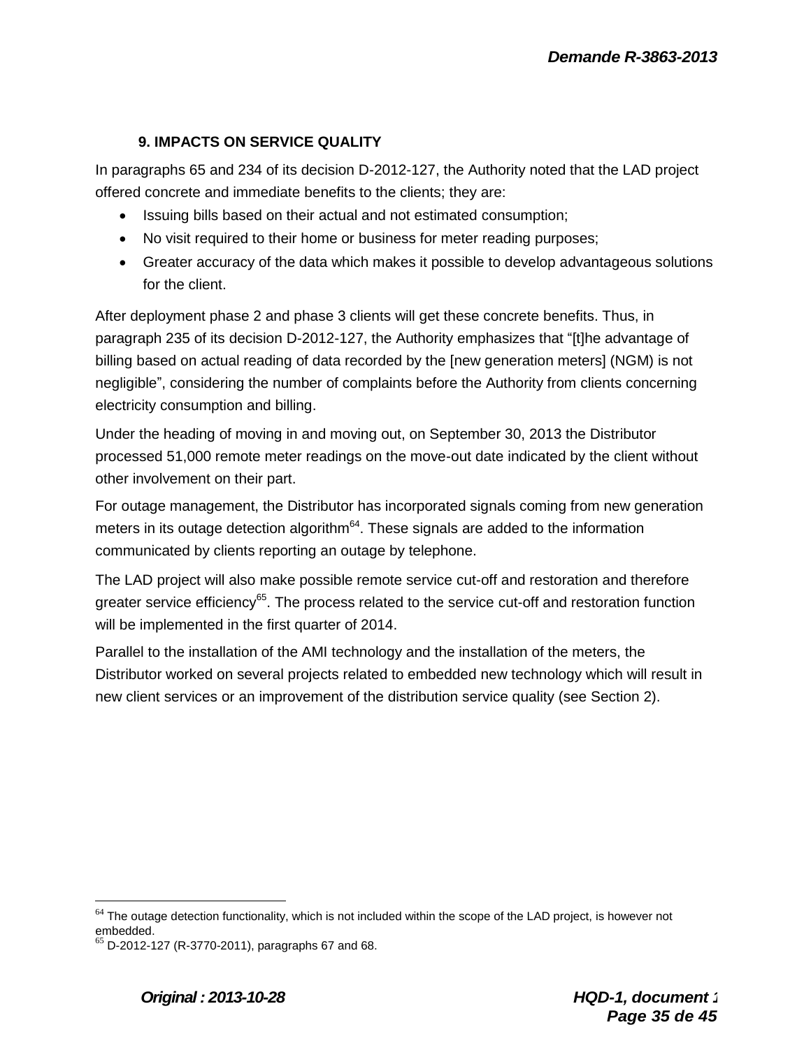## 9. IMPACTS ON SERVICE QUALITY

In paragraphs 65 and 234 of its decision D-2012-127, the Authority noted that the LAD project offered concrete and immediate benefits to the clients; they are:

- Issuing bills based on their actual and not estimated consumption;
- No visit required to their home or business for meter reading purposes;
- Greater accuracy of the data which makes it possible to develop advantageous solutions for the client.

After deployment phase 2 and phase 3 clients will get these concrete benefits. Thus, in paragraph 235 of its decision D-2012-127, the Authority emphasizes that "[t]he advantage of billing based on actual reading of data recorded by the [new generation meters] (NGM) is not negligible", considering the number of complaints before the Authority from clients concerning electricity consumption and billing.

Under the heading of moving in and moving out, on September 30, 2013 the Distributor processed 51,000 remote meter readings on the move-out date indicated by the client without other involvement on their part.

For outage management, the Distributor has incorporated signals coming from new generation meters in its outage detection algorithm[64]. These signals are added to the information communicated by clients reporting an outage by telephone.

The LAD project will also make possible remote service cut-off and restoration and therefore greater service efficiency[65]. The process related to the service cut-off and restoration function will be implemented in the first quarter of 2014.

Parallel to the installation of the AMI technology and the installation of the meters, the Distributor worked on several projects related to embedded new technology which will result in new client services or an improvement of the distribution service quality (see Section 2).

---

[64] The outage detection functionality, which is not included within the scope of the LAD project, is however not embedded.

[65] D-2012-127 (R-3770-2011), paragraphs 67 and 68.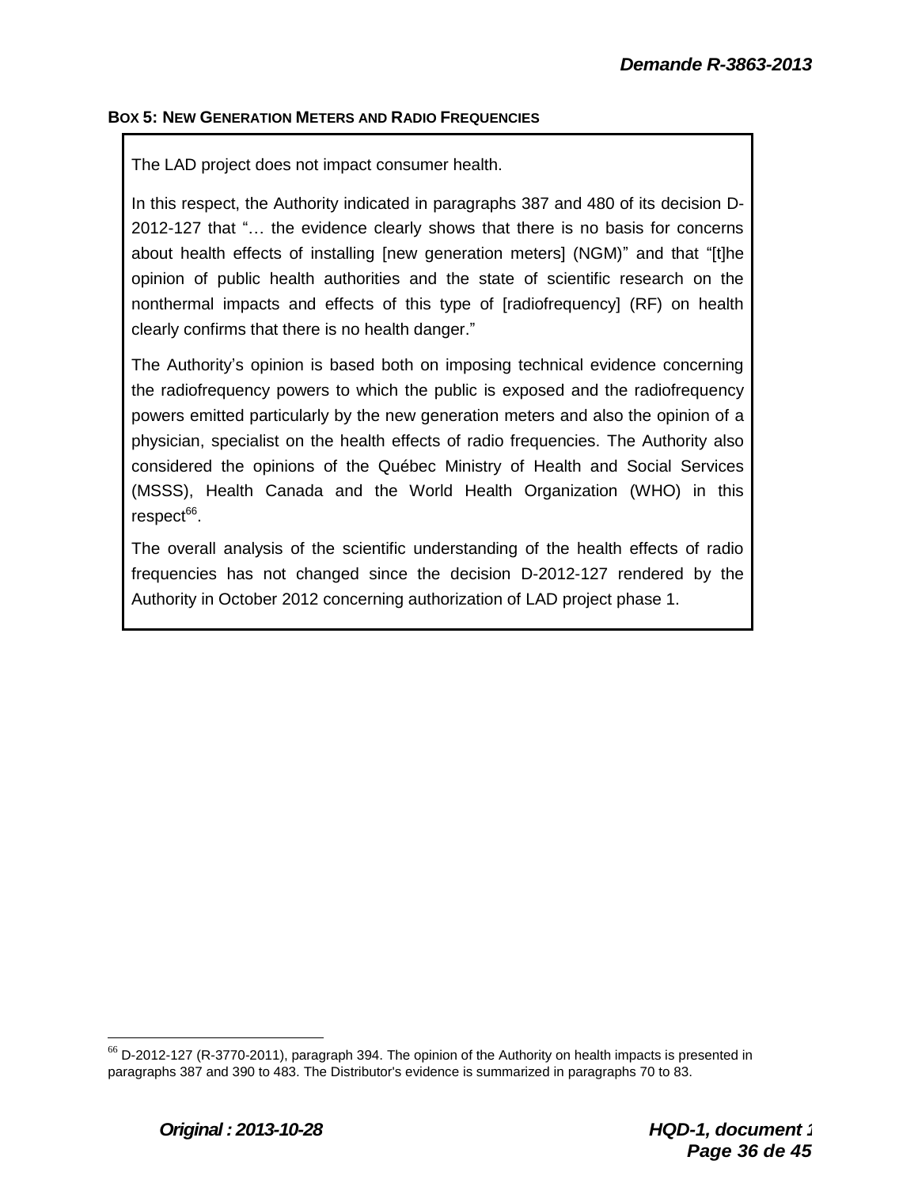**BOX 5: NEW GENERATION METERS AND RADIO FREQUENCIES**

The LAD project does not impact consumer health.

In this respect, the Authority indicated in paragraphs 387 and 480 of its decision D-2012-127 that "… the evidence clearly shows that there is no basis for concerns about health effects of installing [new generation meters] (NGM)" and that "[t]he opinion of public health authorities and the state of scientific research on the nonthermal impacts and effects of this type of [radiofrequency] (RF) on health clearly confirms that there is no health danger."

The Authority's opinion is based both on imposing technical evidence concerning the radiofrequency powers to which the public is exposed and the radiofrequency powers emitted particularly by the new generation meters and also the opinion of a physician, specialist on the health effects of radio frequencies. The Authority also considered the opinions of the Québec Ministry of Health and Social Services (MSSS), Health Canada and the World Health Organization (WHO) in this respect[66].

The overall analysis of the scientific understanding of the health effects of radio frequencies has not changed since the decision D-2012-127 rendered by the Authority in October 2012 concerning authorization of LAD project phase 1.

[66] D-2012-127 (R-3770-2011), paragraph 394. The opinion of the Authority on health impacts is presented in paragraphs 387 and 390 to 483. The Distributor's evidence is summarized in paragraphs 70 to 83.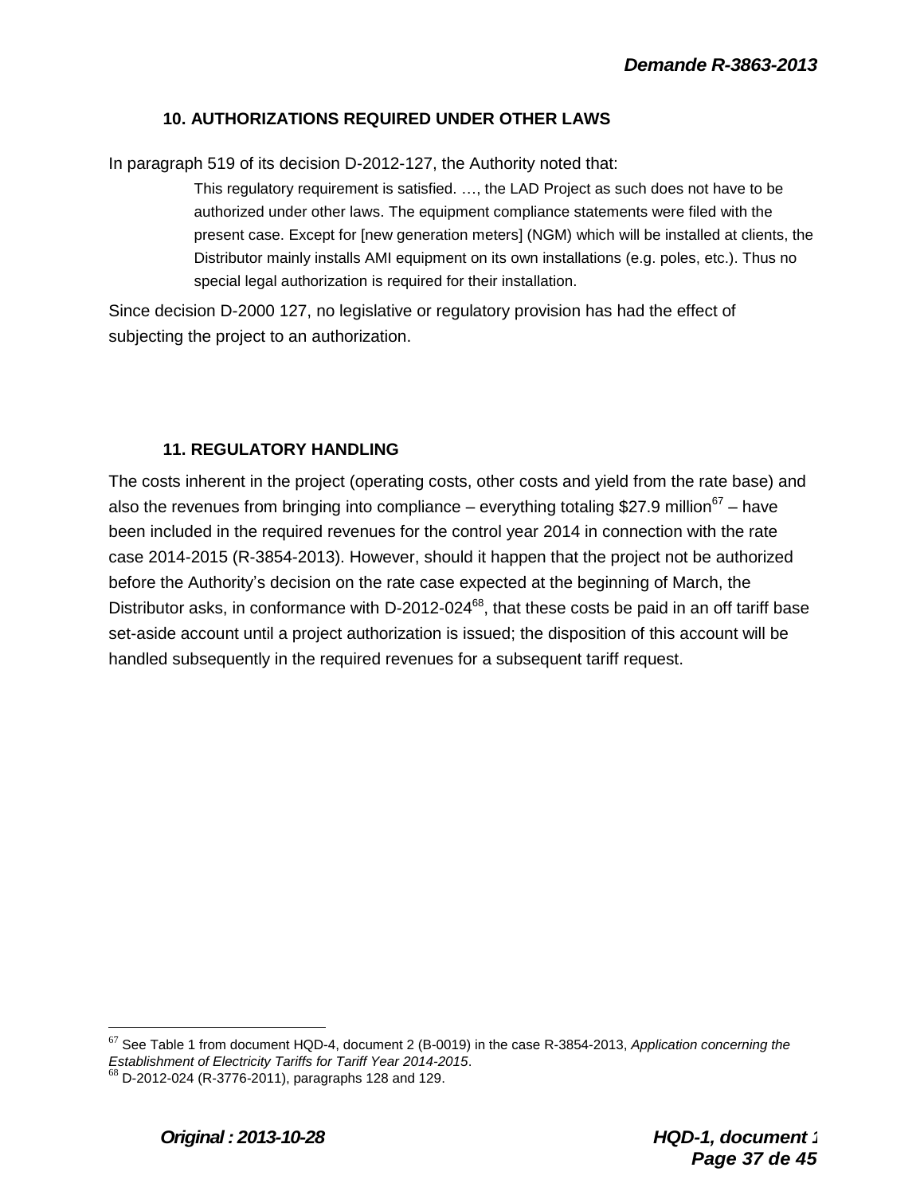## 10. AUTHORIZATIONS REQUIRED UNDER OTHER LAWS

In paragraph 519 of its decision D-2012-127, the Authority noted that:

> This regulatory requirement is satisfied. …, the LAD Project as such does not have to be authorized under other laws. The equipment compliance statements were filed with the present case. Except for [new generation meters] (NGM) which will be installed at clients, the Distributor mainly installs AMI equipment on its own installations (e.g. poles, etc.). Thus no special legal authorization is required for their installation.

Since decision D-2000 127, no legislative or regulatory provision has had the effect of subjecting the project to an authorization.

## 11. REGULATORY HANDLING

The costs inherent in the project (operating costs, other costs and yield from the rate base) and also the revenues from bringing into compliance – everything totaling $27.9 million[67] – have been included in the required revenues for the control year 2014 in connection with the rate case 2014-2015 (R-3854-2013). However, should it happen that the project not be authorized before the Authority's decision on the rate case expected at the beginning of March, the Distributor asks, in conformance with D-2012-024[68], that these costs be paid in an off tariff base set-aside account until a project authorization is issued; the disposition of this account will be handled subsequently in the required revenues for a subsequent tariff request.

---

[67] See Table 1 from document HQD-4, document 2 (B-0019) in the case R-3854-2013, *Application concerning the Establishment of Electricity Tariffs for Tariff Year 2014-2015*.

[68] D-2012-024 (R-3776-2011), paragraphs 128 and 129.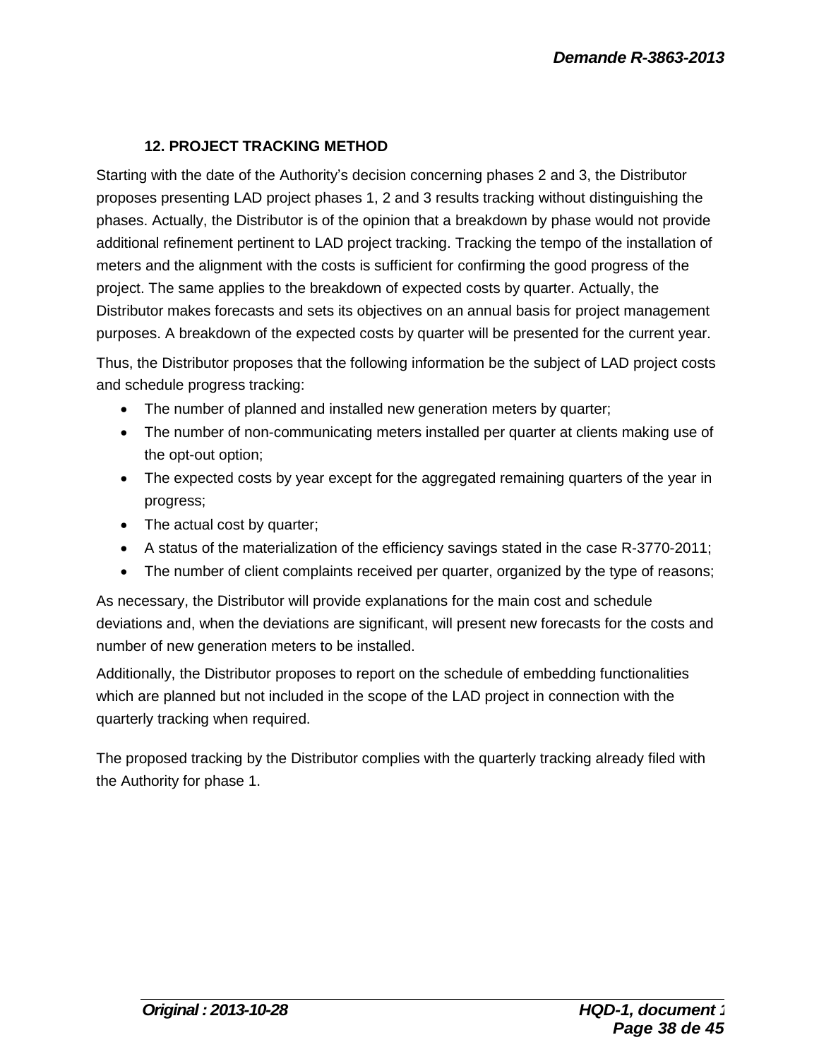## 12. PROJECT TRACKING METHOD

Starting with the date of the Authority's decision concerning phases 2 and 3, the Distributor proposes presenting LAD project phases 1, 2 and 3 results tracking without distinguishing the phases. Actually, the Distributor is of the opinion that a breakdown by phase would not provide additional refinement pertinent to LAD project tracking. Tracking the tempo of the installation of meters and the alignment with the costs is sufficient for confirming the good progress of the project. The same applies to the breakdown of expected costs by quarter. Actually, the Distributor makes forecasts and sets its objectives on an annual basis for project management purposes. A breakdown of the expected costs by quarter will be presented for the current year.

Thus, the Distributor proposes that the following information be the subject of LAD project costs and schedule progress tracking:

- The number of planned and installed new generation meters by quarter;
- The number of non-communicating meters installed per quarter at clients making use of the opt-out option;
- The expected costs by year except for the aggregated remaining quarters of the year in progress;
- The actual cost by quarter;
- A status of the materialization of the efficiency savings stated in the case R-3770-2011;
- The number of client complaints received per quarter, organized by the type of reasons;

As necessary, the Distributor will provide explanations for the main cost and schedule deviations and, when the deviations are significant, will present new forecasts for the costs and number of new generation meters to be installed.

Additionally, the Distributor proposes to report on the schedule of embedding functionalities which are planned but not included in the scope of the LAD project in connection with the quarterly tracking when required.

The proposed tracking by the Distributor complies with the quarterly tracking already filed with the Authority for phase 1.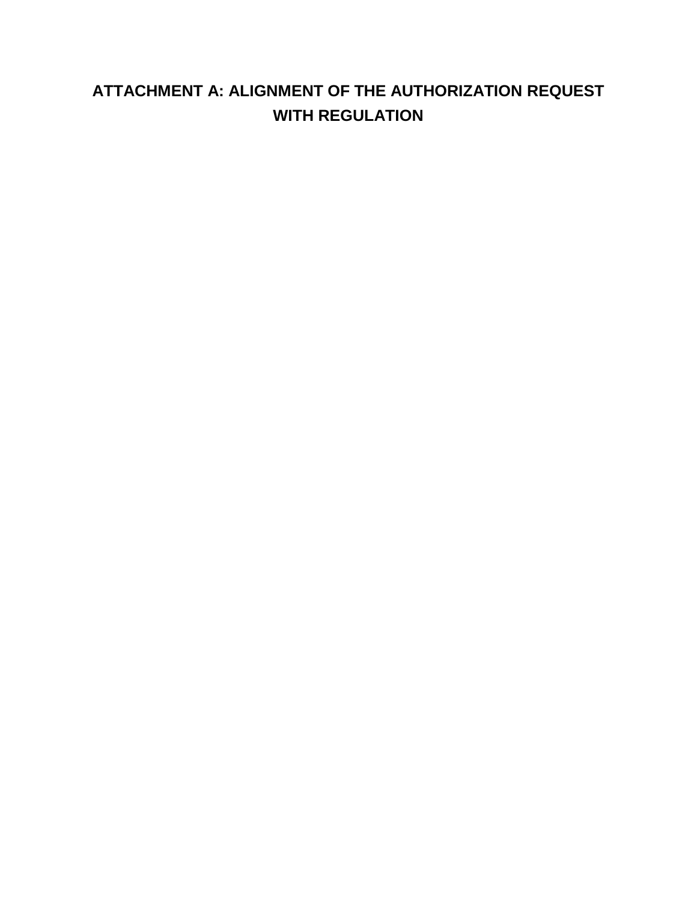# ATTACHMENT A: ALIGNMENT OF THE AUTHORIZATION REQUEST WITH REGULATION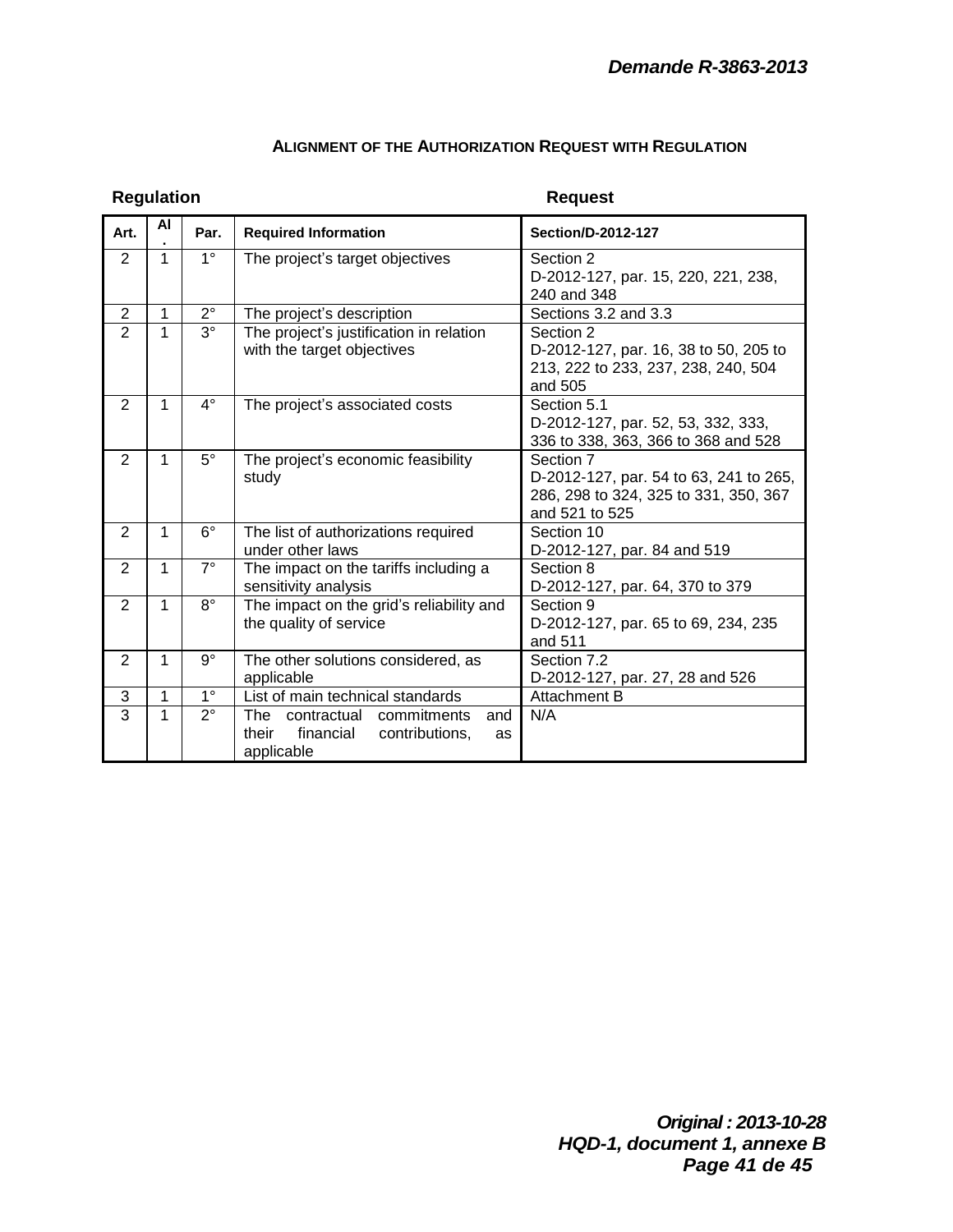**ALIGNMENT OF THE AUTHORIZATION REQUEST WITH REGULATION**

**Regulation** **Request**

| Art. | Al. | Par. | Required Information | Section/D-2012-127 |
|---|---|---|---|---|
| 2 | 1 | 1° | The project's target objectives | Section 2<br>D-2012-127, par. 15, 220, 221, 238, 240 and 348 |
| 2 | 1 | 2° | The project's description | Sections 3.2 and 3.3 |
| 2 | 1 | 3° | The project's justification in relation with the target objectives | Section 2<br>D-2012-127, par. 16, 38 to 50, 205 to 213, 222 to 233, 237, 238, 240, 504 and 505 |
| 2 | 1 | 4° | The project's associated costs | Section 5.1<br>D-2012-127, par. 52, 53, 332, 333, 336 to 338, 363, 366 to 368 and 528 |
| 2 | 1 | 5° | The project's economic feasibility study | Section 7<br>D-2012-127, par. 54 to 63, 241 to 265, 286, 298 to 324, 325 to 331, 350, 367 and 521 to 525 |
| 2 | 1 | 6° | The list of authorizations required under other laws | Section 10<br>D-2012-127, par. 84 and 519 |
| 2 | 1 | 7° | The impact on the tariffs including a sensitivity analysis | Section 8<br>D-2012-127, par. 64, 370 to 379 |
| 2 | 1 | 8° | The impact on the grid's reliability and the quality of service | Section 9<br>D-2012-127, par. 65 to 69, 234, 235 and 511 |
| 2 | 1 | 9° | The other solutions considered, as applicable | Section 7.2<br>D-2012-127, par. 27, 28 and 526 |
| 3 | 1 | 1° | List of main technical standards | Attachment B |
| 3 | 1 | 2° | The contractual commitments and their financial contributions, as applicable | N/A |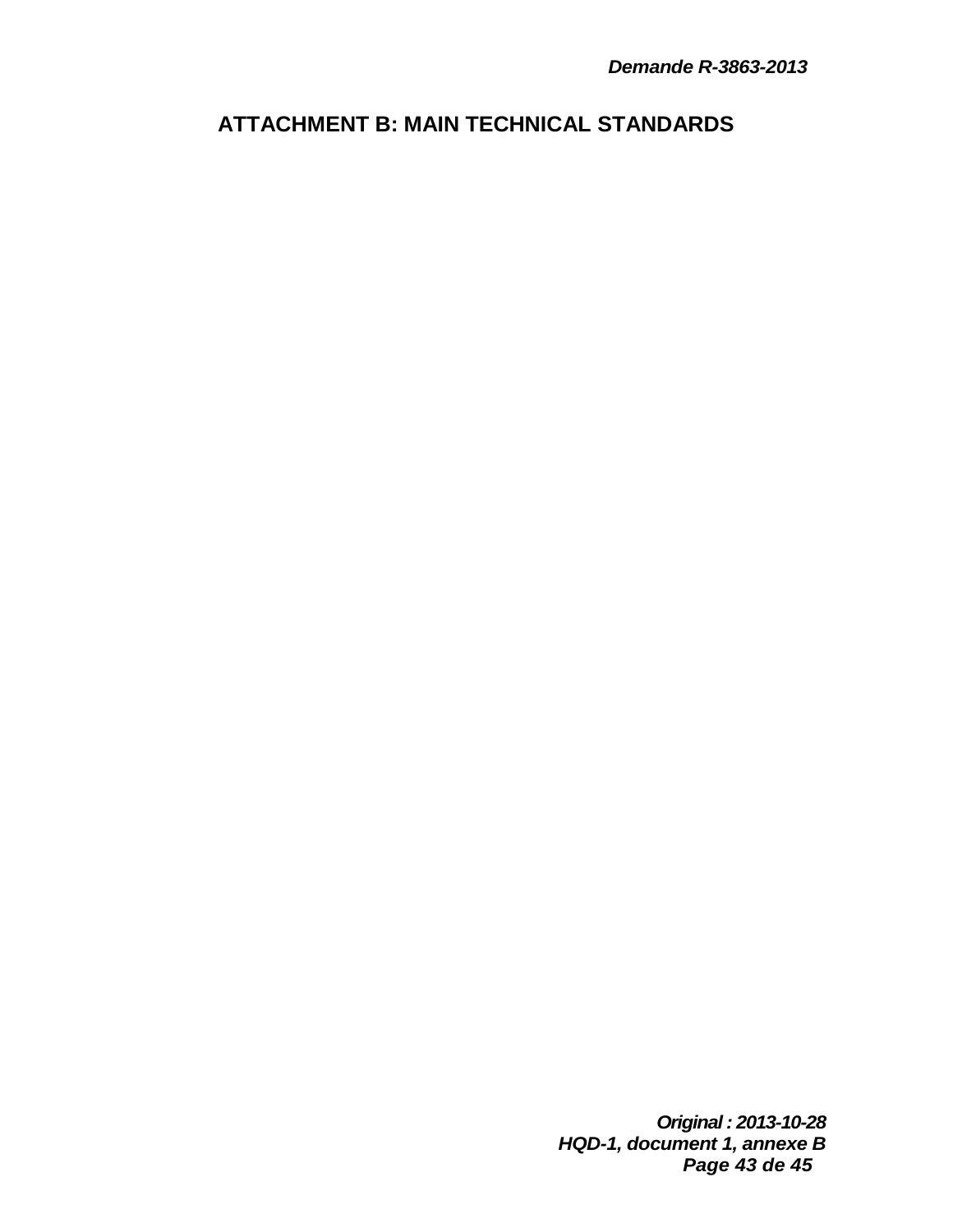## ATTACHMENT B: MAIN TECHNICAL STANDARDS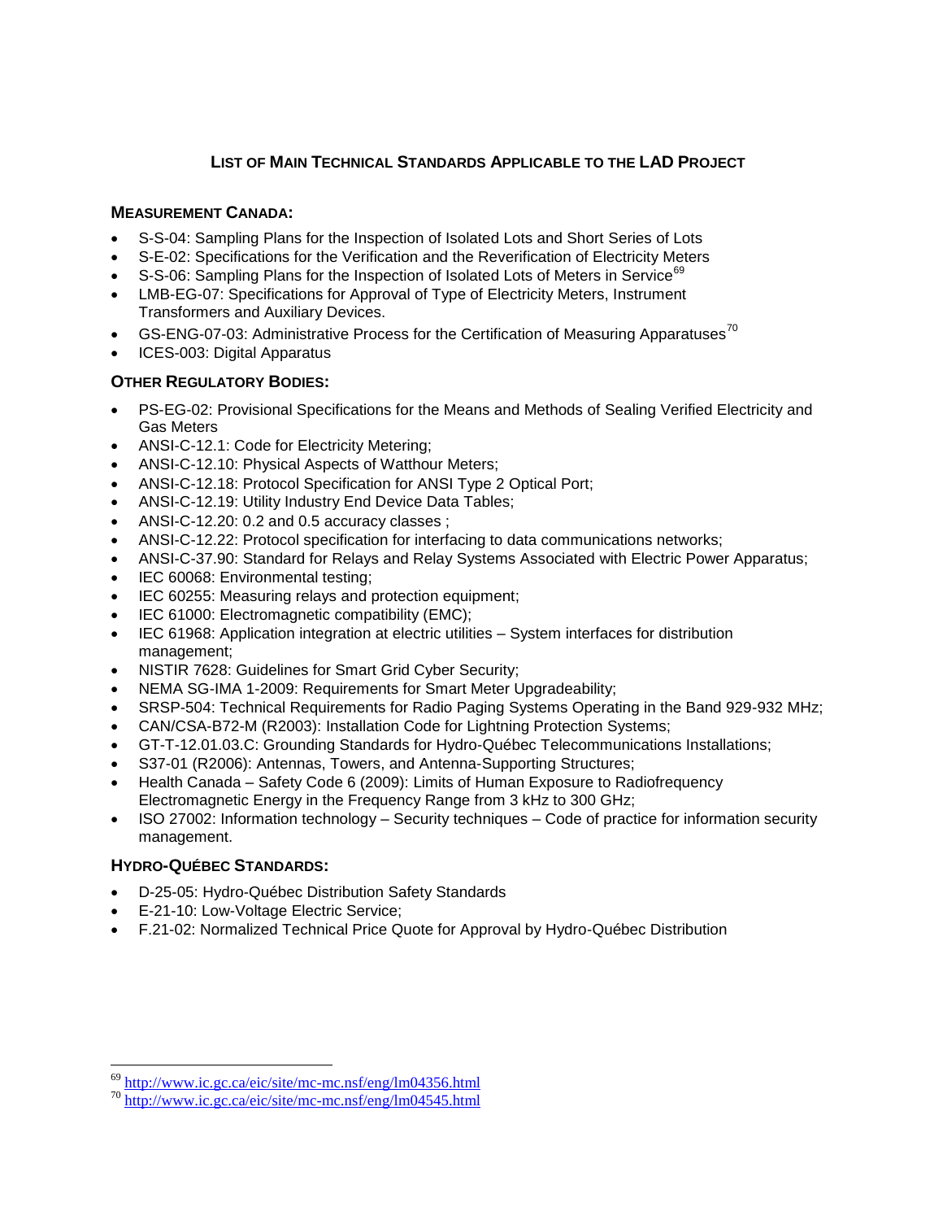## List of Main Technical Standards Applicable to the LAD Project

### Measurement Canada:

- S-S-04: Sampling Plans for the Inspection of Isolated Lots and Short Series of Lots
- S-E-02: Specifications for the Verification and the Reverification of Electricity Meters
- S-S-06: Sampling Plans for the Inspection of Isolated Lots of Meters in Service[69]
- LMB-EG-07: Specifications for Approval of Type of Electricity Meters, Instrument Transformers and Auxiliary Devices.
- GS-ENG-07-03: Administrative Process for the Certification of Measuring Apparatuses[70]
- ICES-003: Digital Apparatus

### Other Regulatory Bodies:

- PS-EG-02: Provisional Specifications for the Means and Methods of Sealing Verified Electricity and Gas Meters
- ANSI-C-12.1: Code for Electricity Metering;
- ANSI-C-12.10: Physical Aspects of Watthour Meters;
- ANSI-C-12.18: Protocol Specification for ANSI Type 2 Optical Port;
- ANSI-C-12.19: Utility Industry End Device Data Tables;
- ANSI-C-12.20: 0.2 and 0.5 accuracy classes ;
- ANSI-C-12.22: Protocol specification for interfacing to data communications networks;
- ANSI-C-37.90: Standard for Relays and Relay Systems Associated with Electric Power Apparatus;
- IEC 60068: Environmental testing;
- IEC 60255: Measuring relays and protection equipment;
- IEC 61000: Electromagnetic compatibility (EMC);
- IEC 61968: Application integration at electric utilities – System interfaces for distribution management;
- NISTIR 7628: Guidelines for Smart Grid Cyber Security;
- NEMA SG-IMA 1-2009: Requirements for Smart Meter Upgradeability;
- SRSP-504: Technical Requirements for Radio Paging Systems Operating in the Band 929-932 MHz;
- CAN/CSA-B72-M (R2003): Installation Code for Lightning Protection Systems;
- GT-T-12.01.03.C: Grounding Standards for Hydro-Québec Telecommunications Installations;
- S37-01 (R2006): Antennas, Towers, and Antenna-Supporting Structures;
- Health Canada – Safety Code 6 (2009): Limits of Human Exposure to Radiofrequency Electromagnetic Energy in the Frequency Range from 3 kHz to 300 GHz;
- ISO 27002: Information technology – Security techniques – Code of practice for information security management.

### Hydro-Québec Standards:

- D-25-05: Hydro-Québec Distribution Safety Standards
- E-21-10: Low-Voltage Electric Service;
- F.21-02: Normalized Technical Price Quote for Approval by Hydro-Québec Distribution

---

[69] http://www.ic.gc.ca/eic/site/mc-mc.nsf/eng/lm04356.html

[70] http://www.ic.gc.ca/eic/site/mc-mc.nsf/eng/lm04545.html